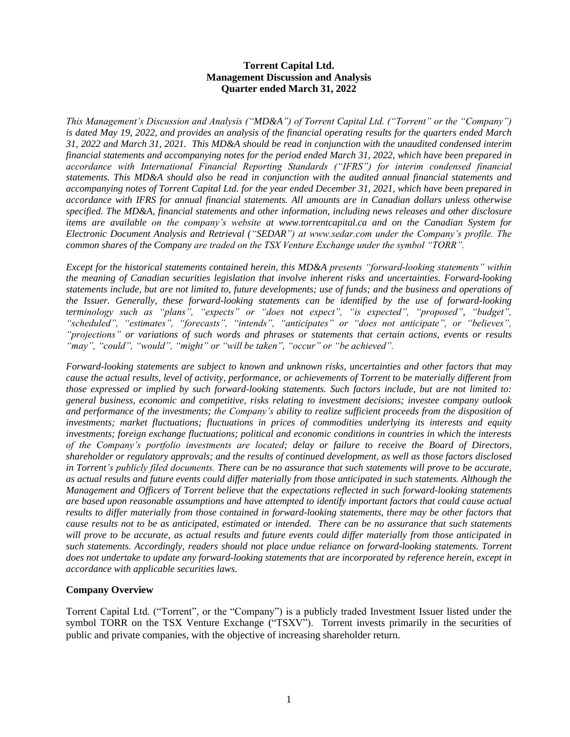**Torrent Capital Ltd.**
**Management Discussion and Analysis**
**Quarter ended March 31, 2022**

*This Management's Discussion and Analysis ("MD&A") of Torrent Capital Ltd. ("Torrent" or the "Company") is dated May 19, 2022, and provides an analysis of the financial operating results for the quarters ended March 31, 2022 and March 31, 2021. This MD&A should be read in conjunction with the unaudited condensed interim financial statements and accompanying notes for the period ended March 31, 2022, which have been prepared in accordance with International Financial Reporting Standards ("IFRS") for interim condensed financial statements. This MD&A should also be read in conjunction with the audited annual financial statements and accompanying notes of Torrent Capital Ltd. for the year ended December 31, 2021, which have been prepared in accordance with IFRS for annual financial statements. All amounts are in Canadian dollars unless otherwise specified. The MD&A, financial statements and other information, including news releases and other disclosure items are available on the company's website at www.torrentcapital.ca and on the Canadian System for Electronic Document Analysis and Retrieval ("SEDAR") at www.sedar.com under the Company's profile. The common shares of the Company are traded on the TSX Venture Exchange under the symbol "TORR".*

*Except for the historical statements contained herein, this MD&A presents "forward-looking statements" within the meaning of Canadian securities legislation that involve inherent risks and uncertainties. Forward-looking statements include, but are not limited to, future developments; use of funds; and the business and operations of the Issuer. Generally, these forward-looking statements can be identified by the use of forward-looking terminology such as "plans", "expects" or "does not expect", "is expected", "proposed", "budget", "scheduled", "estimates", "forecasts", "intends", "anticipates" or "does not anticipate", or "believes", "projections" or variations of such words and phrases or statements that certain actions, events or results "may", "could", "would", "might" or "will be taken", "occur" or "be achieved".*

*Forward-looking statements are subject to known and unknown risks, uncertainties and other factors that may cause the actual results, level of activity, performance, or achievements of Torrent to be materially different from those expressed or implied by such forward-looking statements. Such factors include, but are not limited to: general business, economic and competitive, risks relating to investment decisions; investee company outlook and performance of the investments; the Company's ability to realize sufficient proceeds from the disposition of investments; market fluctuations; fluctuations in prices of commodities underlying its interests and equity investments; foreign exchange fluctuations; political and economic conditions in countries in which the interests of the Company's portfolio investments are located; delay or failure to receive the Board of Directors, shareholder or regulatory approvals; and the results of continued development, as well as those factors disclosed in Torrent's publicly filed documents. There can be no assurance that such statements will prove to be accurate, as actual results and future events could differ materially from those anticipated in such statements. Although the Management and Officers of Torrent believe that the expectations reflected in such forward-looking statements are based upon reasonable assumptions and have attempted to identify important factors that could cause actual results to differ materially from those contained in forward-looking statements, there may be other factors that cause results not to be as anticipated, estimated or intended. There can be no assurance that such statements will prove to be accurate, as actual results and future events could differ materially from those anticipated in such statements. Accordingly, readers should not place undue reliance on forward-looking statements. Torrent does not undertake to update any forward-looking statements that are incorporated by reference herein, except in accordance with applicable securities laws.*

## Company Overview

Torrent Capital Ltd. ("Torrent", or the "Company") is a publicly traded Investment Issuer listed under the symbol TORR on the TSX Venture Exchange ("TSXV"). Torrent invests primarily in the securities of public and private companies, with the objective of increasing shareholder return.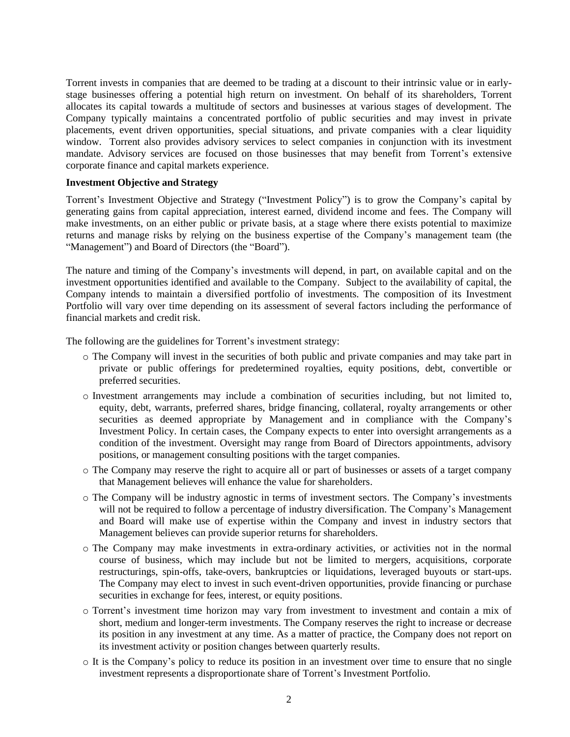Torrent invests in companies that are deemed to be trading at a discount to their intrinsic value or in early-stage businesses offering a potential high return on investment. On behalf of its shareholders, Torrent allocates its capital towards a multitude of sectors and businesses at various stages of development. The Company typically maintains a concentrated portfolio of public securities and may invest in private placements, event driven opportunities, special situations, and private companies with a clear liquidity window. Torrent also provides advisory services to select companies in conjunction with its investment mandate. Advisory services are focused on those businesses that may benefit from Torrent's extensive corporate finance and capital markets experience.

**Investment Objective and Strategy**

Torrent's Investment Objective and Strategy ("Investment Policy") is to grow the Company's capital by generating gains from capital appreciation, interest earned, dividend income and fees. The Company will make investments, on an either public or private basis, at a stage where there exists potential to maximize returns and manage risks by relying on the business expertise of the Company's management team (the "Management") and Board of Directors (the "Board").

The nature and timing of the Company's investments will depend, in part, on available capital and on the investment opportunities identified and available to the Company. Subject to the availability of capital, the Company intends to maintain a diversified portfolio of investments. The composition of its Investment Portfolio will vary over time depending on its assessment of several factors including the performance of financial markets and credit risk.

The following are the guidelines for Torrent's investment strategy:

- The Company will invest in the securities of both public and private companies and may take part in private or public offerings for predetermined royalties, equity positions, debt, convertible or preferred securities.
- Investment arrangements may include a combination of securities including, but not limited to, equity, debt, warrants, preferred shares, bridge financing, collateral, royalty arrangements or other securities as deemed appropriate by Management and in compliance with the Company's Investment Policy. In certain cases, the Company expects to enter into oversight arrangements as a condition of the investment. Oversight may range from Board of Directors appointments, advisory positions, or management consulting positions with the target companies.
- The Company may reserve the right to acquire all or part of businesses or assets of a target company that Management believes will enhance the value for shareholders.
- The Company will be industry agnostic in terms of investment sectors. The Company's investments will not be required to follow a percentage of industry diversification. The Company's Management and Board will make use of expertise within the Company and invest in industry sectors that Management believes can provide superior returns for shareholders.
- The Company may make investments in extra-ordinary activities, or activities not in the normal course of business, which may include but not be limited to mergers, acquisitions, corporate restructurings, spin-offs, take-overs, bankruptcies or liquidations, leveraged buyouts or start-ups. The Company may elect to invest in such event-driven opportunities, provide financing or purchase securities in exchange for fees, interest, or equity positions.
- Torrent's investment time horizon may vary from investment to investment and contain a mix of short, medium and longer-term investments. The Company reserves the right to increase or decrease its position in any investment at any time. As a matter of practice, the Company does not report on its investment activity or position changes between quarterly results.
- It is the Company's policy to reduce its position in an investment over time to ensure that no single investment represents a disproportionate share of Torrent's Investment Portfolio.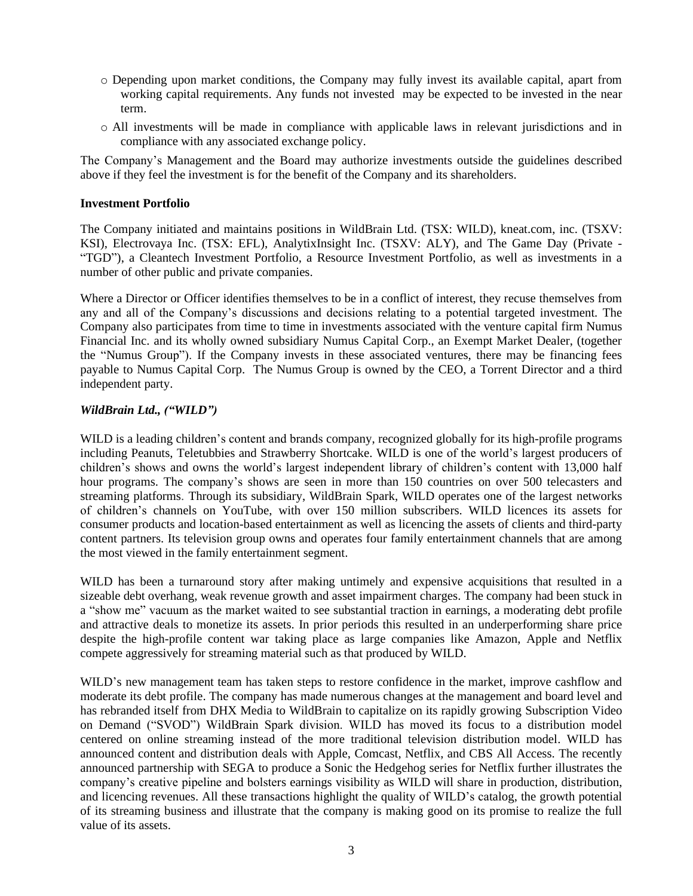- Depending upon market conditions, the Company may fully invest its available capital, apart from working capital requirements. Any funds not invested may be expected to be invested in the near term.
- All investments will be made in compliance with applicable laws in relevant jurisdictions and in compliance with any associated exchange policy.

The Company's Management and the Board may authorize investments outside the guidelines described above if they feel the investment is for the benefit of the Company and its shareholders.

**Investment Portfolio**

The Company initiated and maintains positions in WildBrain Ltd. (TSX: WILD), kneat.com, inc. (TSXV: KSI), Electrovaya Inc. (TSX: EFL), AnalytixInsight Inc. (TSXV: ALY), and The Game Day (Private - "TGD"), a Cleantech Investment Portfolio, a Resource Investment Portfolio, as well as investments in a number of other public and private companies.

Where a Director or Officer identifies themselves to be in a conflict of interest, they recuse themselves from any and all of the Company's discussions and decisions relating to a potential targeted investment. The Company also participates from time to time in investments associated with the venture capital firm Numus Financial Inc. and its wholly owned subsidiary Numus Capital Corp., an Exempt Market Dealer, (together the "Numus Group"). If the Company invests in these associated ventures, there may be financing fees payable to Numus Capital Corp. The Numus Group is owned by the CEO, a Torrent Director and a third independent party.

***WildBrain Ltd., ("WILD")***

WILD is a leading children's content and brands company, recognized globally for its high-profile programs including Peanuts, Teletubbies and Strawberry Shortcake. WILD is one of the world's largest producers of children's shows and owns the world's largest independent library of children's content with 13,000 half hour programs. The company's shows are seen in more than 150 countries on over 500 telecasters and streaming platforms. Through its subsidiary, WildBrain Spark, WILD operates one of the largest networks of children's channels on YouTube, with over 150 million subscribers. WILD licences its assets for consumer products and location-based entertainment as well as licencing the assets of clients and third-party content partners. Its television group owns and operates four family entertainment channels that are among the most viewed in the family entertainment segment.

WILD has been a turnaround story after making untimely and expensive acquisitions that resulted in a sizeable debt overhang, weak revenue growth and asset impairment charges. The company had been stuck in a "show me" vacuum as the market waited to see substantial traction in earnings, a moderating debt profile and attractive deals to monetize its assets. In prior periods this resulted in an underperforming share price despite the high-profile content war taking place as large companies like Amazon, Apple and Netflix compete aggressively for streaming material such as that produced by WILD.

WILD's new management team has taken steps to restore confidence in the market, improve cashflow and moderate its debt profile. The company has made numerous changes at the management and board level and has rebranded itself from DHX Media to WildBrain to capitalize on its rapidly growing Subscription Video on Demand ("SVOD") WildBrain Spark division. WILD has moved its focus to a distribution model centered on online streaming instead of the more traditional television distribution model. WILD has announced content and distribution deals with Apple, Comcast, Netflix, and CBS All Access. The recently announced partnership with SEGA to produce a Sonic the Hedgehog series for Netflix further illustrates the company's creative pipeline and bolsters earnings visibility as WILD will share in production, distribution, and licencing revenues. All these transactions highlight the quality of WILD's catalog, the growth potential of its streaming business and illustrate that the company is making good on its promise to realize the full value of its assets.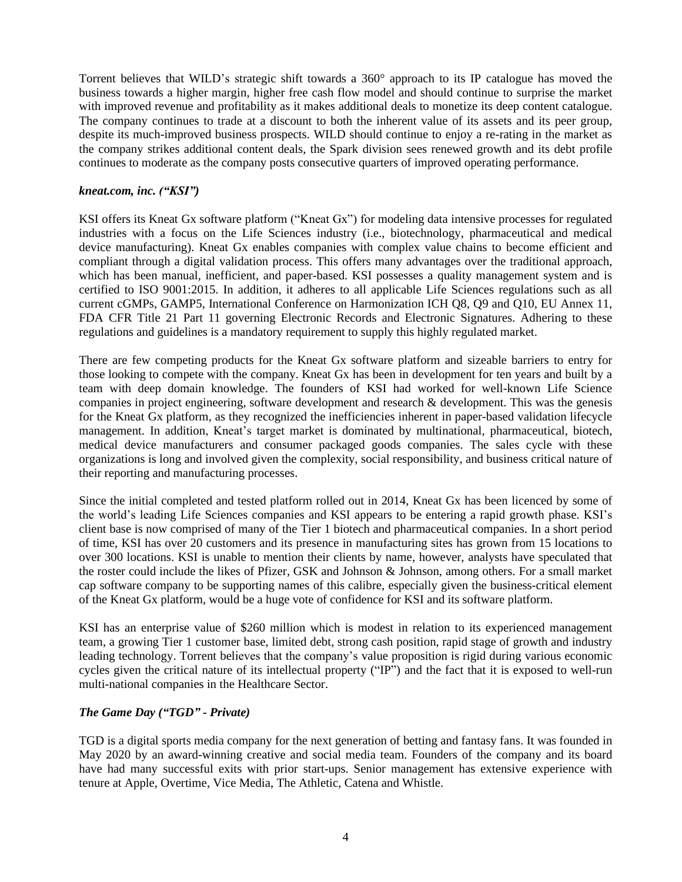Torrent believes that WILD's strategic shift towards a 360° approach to its IP catalogue has moved the business towards a higher margin, higher free cash flow model and should continue to surprise the market with improved revenue and profitability as it makes additional deals to monetize its deep content catalogue. The company continues to trade at a discount to both the inherent value of its assets and its peer group, despite its much-improved business prospects. WILD should continue to enjoy a re-rating in the market as the company strikes additional content deals, the Spark division sees renewed growth and its debt profile continues to moderate as the company posts consecutive quarters of improved operating performance.

### *kneat.com, inc. ("KSI")*

KSI offers its Kneat Gx software platform ("Kneat Gx") for modeling data intensive processes for regulated industries with a focus on the Life Sciences industry (i.e., biotechnology, pharmaceutical and medical device manufacturing). Kneat Gx enables companies with complex value chains to become efficient and compliant through a digital validation process. This offers many advantages over the traditional approach, which has been manual, inefficient, and paper-based. KSI possesses a quality management system and is certified to ISO 9001:2015. In addition, it adheres to all applicable Life Sciences regulations such as all current cGMPs, GAMP5, International Conference on Harmonization ICH Q8, Q9 and Q10, EU Annex 11, FDA CFR Title 21 Part 11 governing Electronic Records and Electronic Signatures. Adhering to these regulations and guidelines is a mandatory requirement to supply this highly regulated market.

There are few competing products for the Kneat Gx software platform and sizeable barriers to entry for those looking to compete with the company. Kneat Gx has been in development for ten years and built by a team with deep domain knowledge. The founders of KSI had worked for well-known Life Science companies in project engineering, software development and research & development. This was the genesis for the Kneat Gx platform, as they recognized the inefficiencies inherent in paper-based validation lifecycle management. In addition, Kneat's target market is dominated by multinational, pharmaceutical, biotech, medical device manufacturers and consumer packaged goods companies. The sales cycle with these organizations is long and involved given the complexity, social responsibility, and business critical nature of their reporting and manufacturing processes.

Since the initial completed and tested platform rolled out in 2014, Kneat Gx has been licenced by some of the world's leading Life Sciences companies and KSI appears to be entering a rapid growth phase. KSI's client base is now comprised of many of the Tier 1 biotech and pharmaceutical companies. In a short period of time, KSI has over 20 customers and its presence in manufacturing sites has grown from 15 locations to over 300 locations. KSI is unable to mention their clients by name, however, analysts have speculated that the roster could include the likes of Pfizer, GSK and Johnson & Johnson, among others. For a small market cap software company to be supporting names of this calibre, especially given the business-critical element of the Kneat Gx platform, would be a huge vote of confidence for KSI and its software platform.

KSI has an enterprise value of $260 million which is modest in relation to its experienced management team, a growing Tier 1 customer base, limited debt, strong cash position, rapid stage of growth and industry leading technology. Torrent believes that the company's value proposition is rigid during various economic cycles given the critical nature of its intellectual property ("IP") and the fact that it is exposed to well-run multi-national companies in the Healthcare Sector.

### *The Game Day ("TGD" - Private)*

TGD is a digital sports media company for the next generation of betting and fantasy fans. It was founded in May 2020 by an award-winning creative and social media team. Founders of the company and its board have had many successful exits with prior start-ups. Senior management has extensive experience with tenure at Apple, Overtime, Vice Media, The Athletic, Catena and Whistle.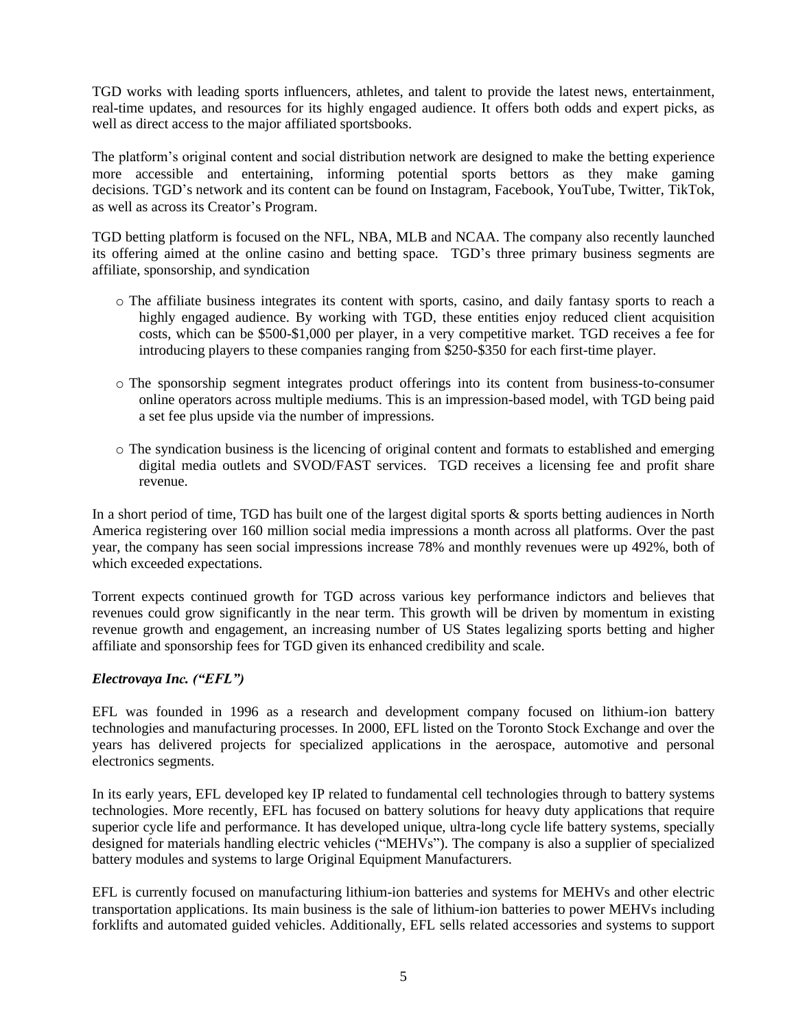TGD works with leading sports influencers, athletes, and talent to provide the latest news, entertainment, real-time updates, and resources for its highly engaged audience. It offers both odds and expert picks, as well as direct access to the major affiliated sportsbooks.

The platform's original content and social distribution network are designed to make the betting experience more accessible and entertaining, informing potential sports bettors as they make gaming decisions. TGD's network and its content can be found on Instagram, Facebook, YouTube, Twitter, TikTok, as well as across its Creator's Program.

TGD betting platform is focused on the NFL, NBA, MLB and NCAA. The company also recently launched its offering aimed at the online casino and betting space. TGD's three primary business segments are affiliate, sponsorship, and syndication

- The affiliate business integrates its content with sports, casino, and daily fantasy sports to reach a highly engaged audience. By working with TGD, these entities enjoy reduced client acquisition costs, which can be $500-$1,000 per player, in a very competitive market. TGD receives a fee for introducing players to these companies ranging from $250-$350 for each first-time player.

- The sponsorship segment integrates product offerings into its content from business-to-consumer online operators across multiple mediums. This is an impression-based model, with TGD being paid a set fee plus upside via the number of impressions.

- The syndication business is the licencing of original content and formats to established and emerging digital media outlets and SVOD/FAST services. TGD receives a licensing fee and profit share revenue.

In a short period of time, TGD has built one of the largest digital sports & sports betting audiences in North America registering over 160 million social media impressions a month across all platforms. Over the past year, the company has seen social impressions increase 78% and monthly revenues were up 492%, both of which exceeded expectations.

Torrent expects continued growth for TGD across various key performance indictors and believes that revenues could grow significantly in the near term. This growth will be driven by momentum in existing revenue growth and engagement, an increasing number of US States legalizing sports betting and higher affiliate and sponsorship fees for TGD given its enhanced credibility and scale.

***Electrovaya Inc. ("EFL")***

EFL was founded in 1996 as a research and development company focused on lithium-ion battery technologies and manufacturing processes. In 2000, EFL listed on the Toronto Stock Exchange and over the years has delivered projects for specialized applications in the aerospace, automotive and personal electronics segments.

In its early years, EFL developed key IP related to fundamental cell technologies through to battery systems technologies. More recently, EFL has focused on battery solutions for heavy duty applications that require superior cycle life and performance. It has developed unique, ultra-long cycle life battery systems, specially designed for materials handling electric vehicles ("MEHVs"). The company is also a supplier of specialized battery modules and systems to large Original Equipment Manufacturers.

EFL is currently focused on manufacturing lithium-ion batteries and systems for MEHVs and other electric transportation applications. Its main business is the sale of lithium-ion batteries to power MEHVs including forklifts and automated guided vehicles. Additionally, EFL sells related accessories and systems to support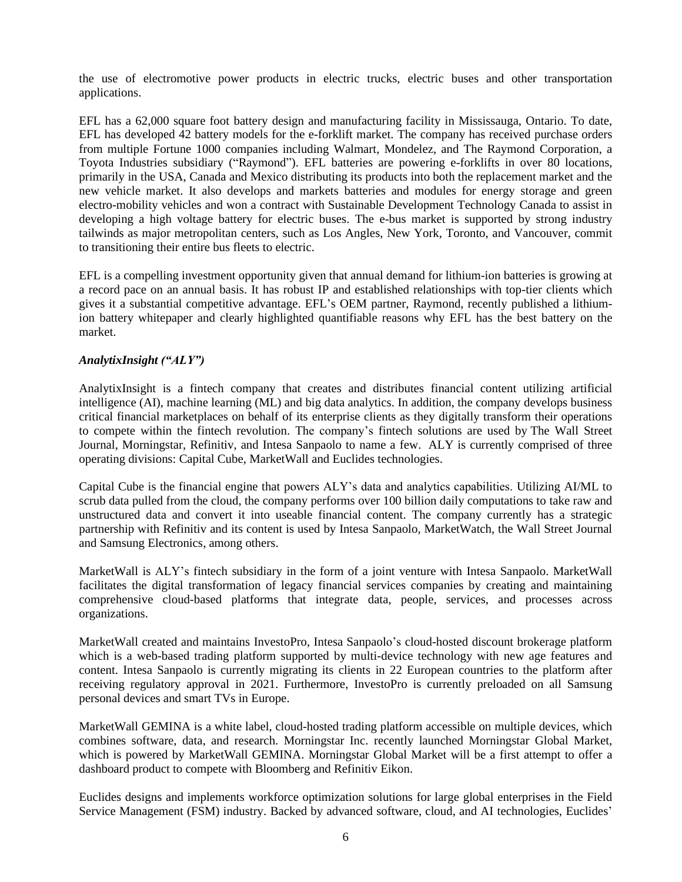the use of electromotive power products in electric trucks, electric buses and other transportation applications.

EFL has a 62,000 square foot battery design and manufacturing facility in Mississauga, Ontario. To date, EFL has developed 42 battery models for the e-forklift market. The company has received purchase orders from multiple Fortune 1000 companies including Walmart, Mondelez, and The Raymond Corporation, a Toyota Industries subsidiary ("Raymond"). EFL batteries are powering e-forklifts in over 80 locations, primarily in the USA, Canada and Mexico distributing its products into both the replacement market and the new vehicle market. It also develops and markets batteries and modules for energy storage and green electro-mobility vehicles and won a contract with Sustainable Development Technology Canada to assist in developing a high voltage battery for electric buses. The e-bus market is supported by strong industry tailwinds as major metropolitan centers, such as Los Angles, New York, Toronto, and Vancouver, commit to transitioning their entire bus fleets to electric.

EFL is a compelling investment opportunity given that annual demand for lithium-ion batteries is growing at a record pace on an annual basis. It has robust IP and established relationships with top-tier clients which gives it a substantial competitive advantage. EFL's OEM partner, Raymond, recently published a lithium-ion battery whitepaper and clearly highlighted quantifiable reasons why EFL has the best battery on the market.

***AnalytixInsight ("ALY")***

AnalytixInsight is a fintech company that creates and distributes financial content utilizing artificial intelligence (AI), machine learning (ML) and big data analytics. In addition, the company develops business critical financial marketplaces on behalf of its enterprise clients as they digitally transform their operations to compete within the fintech revolution. The company's fintech solutions are used by The Wall Street Journal, Morningstar, Refinitiv, and Intesa Sanpaolo to name a few. ALY is currently comprised of three operating divisions: Capital Cube, MarketWall and Euclides technologies.

Capital Cube is the financial engine that powers ALY's data and analytics capabilities. Utilizing AI/ML to scrub data pulled from the cloud, the company performs over 100 billion daily computations to take raw and unstructured data and convert it into useable financial content. The company currently has a strategic partnership with Refinitiv and its content is used by Intesa Sanpaolo, MarketWatch, the Wall Street Journal and Samsung Electronics, among others.

MarketWall is ALY's fintech subsidiary in the form of a joint venture with Intesa Sanpaolo. MarketWall facilitates the digital transformation of legacy financial services companies by creating and maintaining comprehensive cloud-based platforms that integrate data, people, services, and processes across organizations.

MarketWall created and maintains InvestoPro, Intesa Sanpaolo's cloud-hosted discount brokerage platform which is a web-based trading platform supported by multi-device technology with new age features and content. Intesa Sanpaolo is currently migrating its clients in 22 European countries to the platform after receiving regulatory approval in 2021. Furthermore, InvestoPro is currently preloaded on all Samsung personal devices and smart TVs in Europe.

MarketWall GEMINA is a white label, cloud-hosted trading platform accessible on multiple devices, which combines software, data, and research. Morningstar Inc. recently launched Morningstar Global Market, which is powered by MarketWall GEMINA. Morningstar Global Market will be a first attempt to offer a dashboard product to compete with Bloomberg and Refinitiv Eikon.

Euclides designs and implements workforce optimization solutions for large global enterprises in the Field Service Management (FSM) industry. Backed by advanced software, cloud, and AI technologies, Euclides'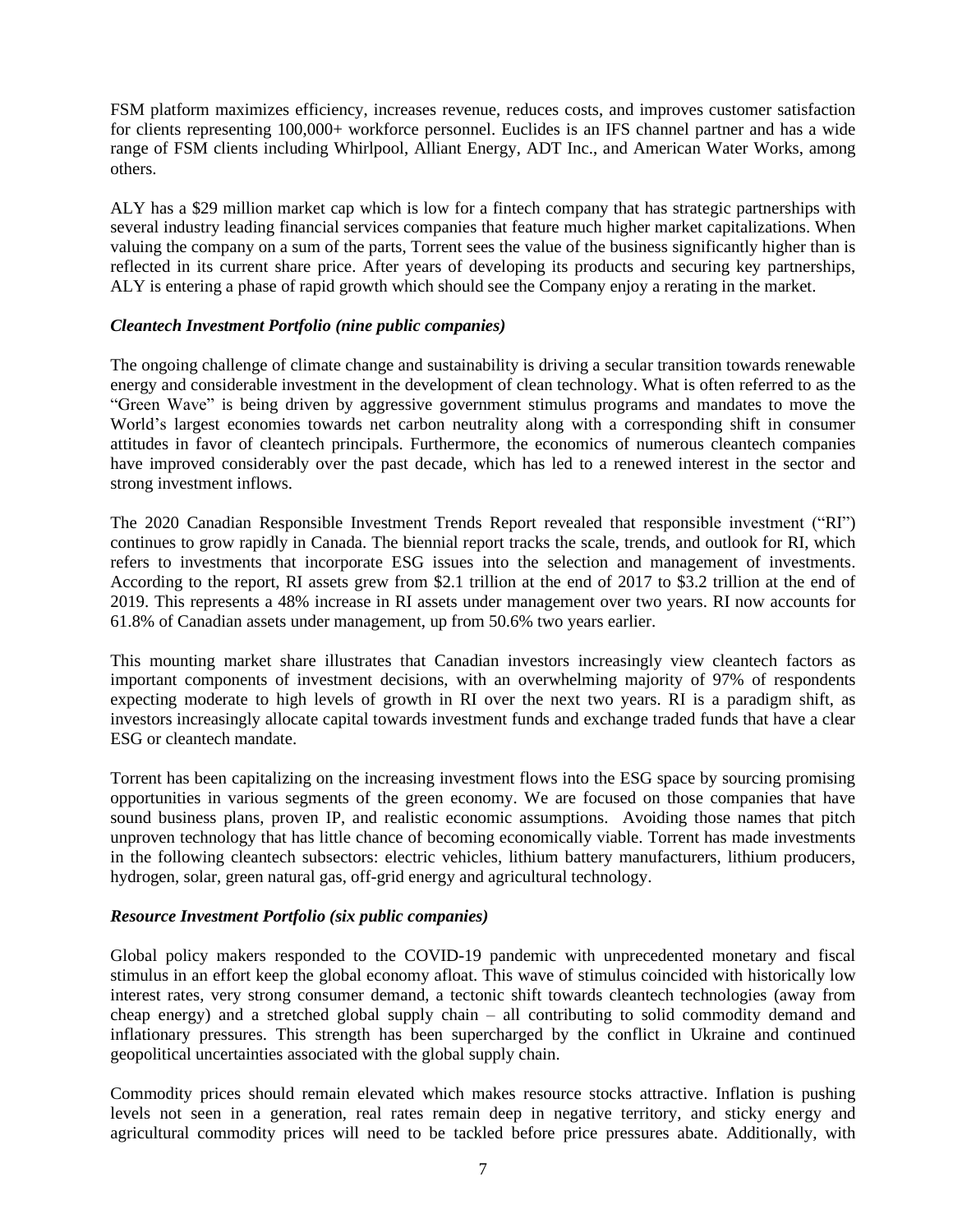FSM platform maximizes efficiency, increases revenue, reduces costs, and improves customer satisfaction for clients representing 100,000+ workforce personnel. Euclides is an IFS channel partner and has a wide range of FSM clients including Whirlpool, Alliant Energy, ADT Inc., and American Water Works, among others.

ALY has a $29 million market cap which is low for a fintech company that has strategic partnerships with several industry leading financial services companies that feature much higher market capitalizations. When valuing the company on a sum of the parts, Torrent sees the value of the business significantly higher than is reflected in its current share price. After years of developing its products and securing key partnerships, ALY is entering a phase of rapid growth which should see the Company enjoy a rerating in the market.

***Cleantech Investment Portfolio (nine public companies)***

The ongoing challenge of climate change and sustainability is driving a secular transition towards renewable energy and considerable investment in the development of clean technology. What is often referred to as the "Green Wave" is being driven by aggressive government stimulus programs and mandates to move the World's largest economies towards net carbon neutrality along with a corresponding shift in consumer attitudes in favor of cleantech principals. Furthermore, the economics of numerous cleantech companies have improved considerably over the past decade, which has led to a renewed interest in the sector and strong investment inflows.

The 2020 Canadian Responsible Investment Trends Report revealed that responsible investment ("RI") continues to grow rapidly in Canada. The biennial report tracks the scale, trends, and outlook for RI, which refers to investments that incorporate ESG issues into the selection and management of investments. According to the report, RI assets grew from $2.1 trillion at the end of 2017 to $3.2 trillion at the end of 2019. This represents a 48% increase in RI assets under management over two years. RI now accounts for 61.8% of Canadian assets under management, up from 50.6% two years earlier.

This mounting market share illustrates that Canadian investors increasingly view cleantech factors as important components of investment decisions, with an overwhelming majority of 97% of respondents expecting moderate to high levels of growth in RI over the next two years. RI is a paradigm shift, as investors increasingly allocate capital towards investment funds and exchange traded funds that have a clear ESG or cleantech mandate.

Torrent has been capitalizing on the increasing investment flows into the ESG space by sourcing promising opportunities in various segments of the green economy. We are focused on those companies that have sound business plans, proven IP, and realistic economic assumptions. Avoiding those names that pitch unproven technology that has little chance of becoming economically viable. Torrent has made investments in the following cleantech subsectors: electric vehicles, lithium battery manufacturers, lithium producers, hydrogen, solar, green natural gas, off-grid energy and agricultural technology.

***Resource Investment Portfolio (six public companies)***

Global policy makers responded to the COVID-19 pandemic with unprecedented monetary and fiscal stimulus in an effort keep the global economy afloat. This wave of stimulus coincided with historically low interest rates, very strong consumer demand, a tectonic shift towards cleantech technologies (away from cheap energy) and a stretched global supply chain – all contributing to solid commodity demand and inflationary pressures. This strength has been supercharged by the conflict in Ukraine and continued geopolitical uncertainties associated with the global supply chain.

Commodity prices should remain elevated which makes resource stocks attractive. Inflation is pushing levels not seen in a generation, real rates remain deep in negative territory, and sticky energy and agricultural commodity prices will need to be tackled before price pressures abate. Additionally, with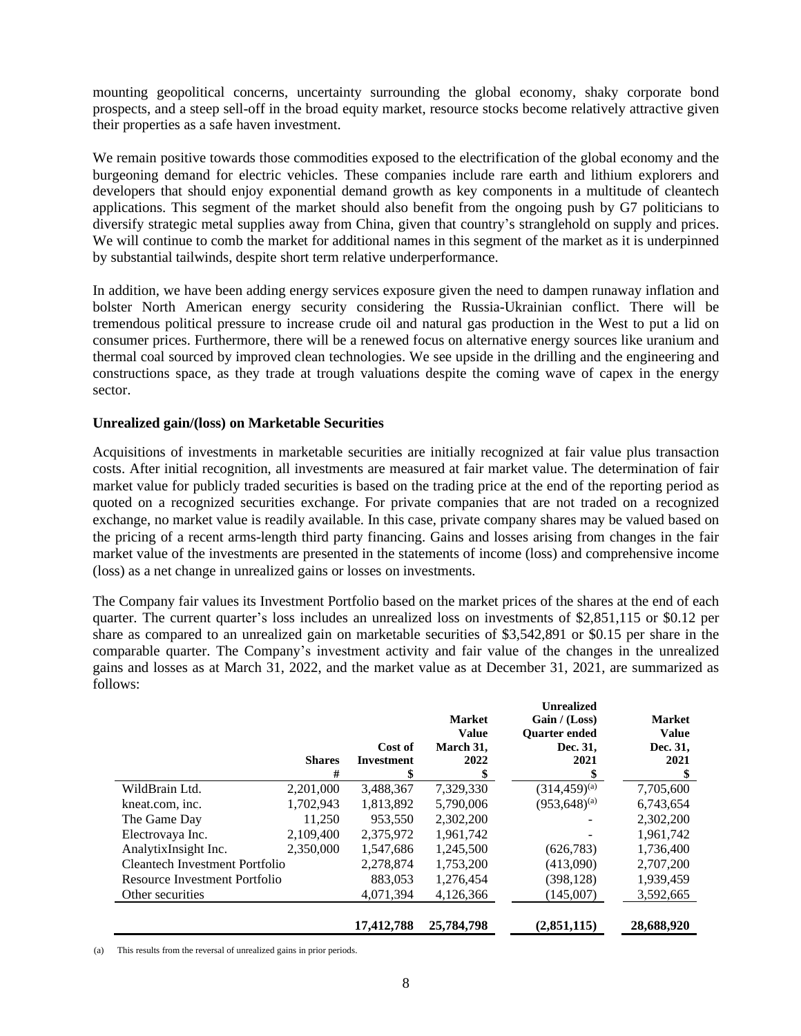mounting geopolitical concerns, uncertainty surrounding the global economy, shaky corporate bond prospects, and a steep sell-off in the broad equity market, resource stocks become relatively attractive given their properties as a safe haven investment.

We remain positive towards those commodities exposed to the electrification of the global economy and the burgeoning demand for electric vehicles. These companies include rare earth and lithium explorers and developers that should enjoy exponential demand growth as key components in a multitude of cleantech applications. This segment of the market should also benefit from the ongoing push by G7 politicians to diversify strategic metal supplies away from China, given that country's stranglehold on supply and prices. We will continue to comb the market for additional names in this segment of the market as it is underpinned by substantial tailwinds, despite short term relative underperformance.

In addition, we have been adding energy services exposure given the need to dampen runaway inflation and bolster North American energy security considering the Russia-Ukrainian conflict. There will be tremendous political pressure to increase crude oil and natural gas production in the West to put a lid on consumer prices. Furthermore, there will be a renewed focus on alternative energy sources like uranium and thermal coal sourced by improved clean technologies. We see upside in the drilling and the engineering and constructions space, as they trade at trough valuations despite the coming wave of capex in the energy sector.

**Unrealized gain/(loss) on Marketable Securities**

Acquisitions of investments in marketable securities are initially recognized at fair value plus transaction costs. After initial recognition, all investments are measured at fair market value. The determination of fair market value for publicly traded securities is based on the trading price at the end of the reporting period as quoted on a recognized securities exchange. For private companies that are not traded on a recognized exchange, no market value is readily available. In this case, private company shares may be valued based on the pricing of a recent arms-length third party financing. Gains and losses arising from changes in the fair market value of the investments are presented in the statements of income (loss) and comprehensive income (loss) as a net change in unrealized gains or losses on investments.

The Company fair values its Investment Portfolio based on the market prices of the shares at the end of each quarter. The current quarter's loss includes an unrealized loss on investments of $2,851,115 or $0.12 per share as compared to an unrealized gain on marketable securities of $3,542,891 or $0.15 per share in the comparable quarter. The Company's investment activity and fair value of the changes in the unrealized gains and losses as at March 31, 2022, and the market value as at December 31, 2021, are summarized as follows:

| | Shares<br>#| Cost of Investment<br>$ | Market Value March 31, 2022<br>$ | Unrealized Gain / (Loss) Quarter ended Dec. 31, 2021<br>$ | Market Value Dec. 31, 2021<br>$ |
|---|---|---|---|---|---|
| WildBrain Ltd. | 2,201,000 | 3,488,367 | 7,329,330 | (314,459)[(a)] | 7,705,600 |
| kneat.com, inc. | 1,702,943 | 1,813,892 | 5,790,006 | (953,648)[(a)] | 6,743,654 |
| The Game Day | 11,250 | 953,550 | 2,302,200 | - | 2,302,200 |
| Electrovaya Inc. | 2,109,400 | 2,375,972 | 1,961,742 | - | 1,961,742 |
| AnalytixInsight Inc. | 2,350,000 | 1,547,686 | 1,245,500 | (626,783) | 1,736,400 |
| Cleantech Investment Portfolio | | 2,278,874 | 1,753,200 | (413,090) | 2,707,200 |
| Resource Investment Portfolio | | 883,053 | 1,276,454 | (398,128) | 1,939,459 |
| Other securities | | 4,071,394 | 4,126,366 | (145,007) | 3,592,665 |
| | | **17,412,788** | **25,784,798** | **(2,851,115)** | **28,688,920** |

(a) This results from the reversal of unrealized gains in prior periods.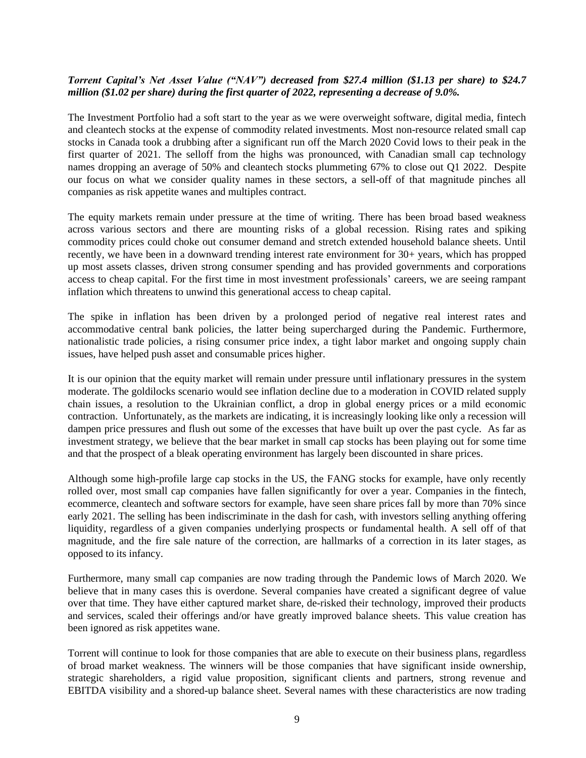***Torrent Capital's Net Asset Value ("NAV") decreased from $27.4 million ($1.13 per share) to $24.7 million ($1.02 per share) during the first quarter of 2022, representing a decrease of 9.0%.***

The Investment Portfolio had a soft start to the year as we were overweight software, digital media, fintech and cleantech stocks at the expense of commodity related investments. Most non-resource related small cap stocks in Canada took a drubbing after a significant run off the March 2020 Covid lows to their peak in the first quarter of 2021. The selloff from the highs was pronounced, with Canadian small cap technology names dropping an average of 50% and cleantech stocks plummeting 67% to close out Q1 2022. Despite our focus on what we consider quality names in these sectors, a sell-off of that magnitude pinches all companies as risk appetite wanes and multiples contract.

The equity markets remain under pressure at the time of writing. There has been broad based weakness across various sectors and there are mounting risks of a global recession. Rising rates and spiking commodity prices could choke out consumer demand and stretch extended household balance sheets. Until recently, we have been in a downward trending interest rate environment for 30+ years, which has propped up most assets classes, driven strong consumer spending and has provided governments and corporations access to cheap capital. For the first time in most investment professionals' careers, we are seeing rampant inflation which threatens to unwind this generational access to cheap capital.

The spike in inflation has been driven by a prolonged period of negative real interest rates and accommodative central bank policies, the latter being supercharged during the Pandemic. Furthermore, nationalistic trade policies, a rising consumer price index, a tight labor market and ongoing supply chain issues, have helped push asset and consumable prices higher.

It is our opinion that the equity market will remain under pressure until inflationary pressures in the system moderate. The goldilocks scenario would see inflation decline due to a moderation in COVID related supply chain issues, a resolution to the Ukrainian conflict, a drop in global energy prices or a mild economic contraction. Unfortunately, as the markets are indicating, it is increasingly looking like only a recession will dampen price pressures and flush out some of the excesses that have built up over the past cycle. As far as investment strategy, we believe that the bear market in small cap stocks has been playing out for some time and that the prospect of a bleak operating environment has largely been discounted in share prices.

Although some high-profile large cap stocks in the US, the FANG stocks for example, have only recently rolled over, most small cap companies have fallen significantly for over a year. Companies in the fintech, ecommerce, cleantech and software sectors for example, have seen share prices fall by more than 70% since early 2021. The selling has been indiscriminate in the dash for cash, with investors selling anything offering liquidity, regardless of a given companies underlying prospects or fundamental health. A sell off of that magnitude, and the fire sale nature of the correction, are hallmarks of a correction in its later stages, as opposed to its infancy.

Furthermore, many small cap companies are now trading through the Pandemic lows of March 2020. We believe that in many cases this is overdone. Several companies have created a significant degree of value over that time. They have either captured market share, de-risked their technology, improved their products and services, scaled their offerings and/or have greatly improved balance sheets. This value creation has been ignored as risk appetites wane.

Torrent will continue to look for those companies that are able to execute on their business plans, regardless of broad market weakness. The winners will be those companies that have significant inside ownership, strategic shareholders, a rigid value proposition, significant clients and partners, strong revenue and EBITDA visibility and a shored-up balance sheet. Several names with these characteristics are now trading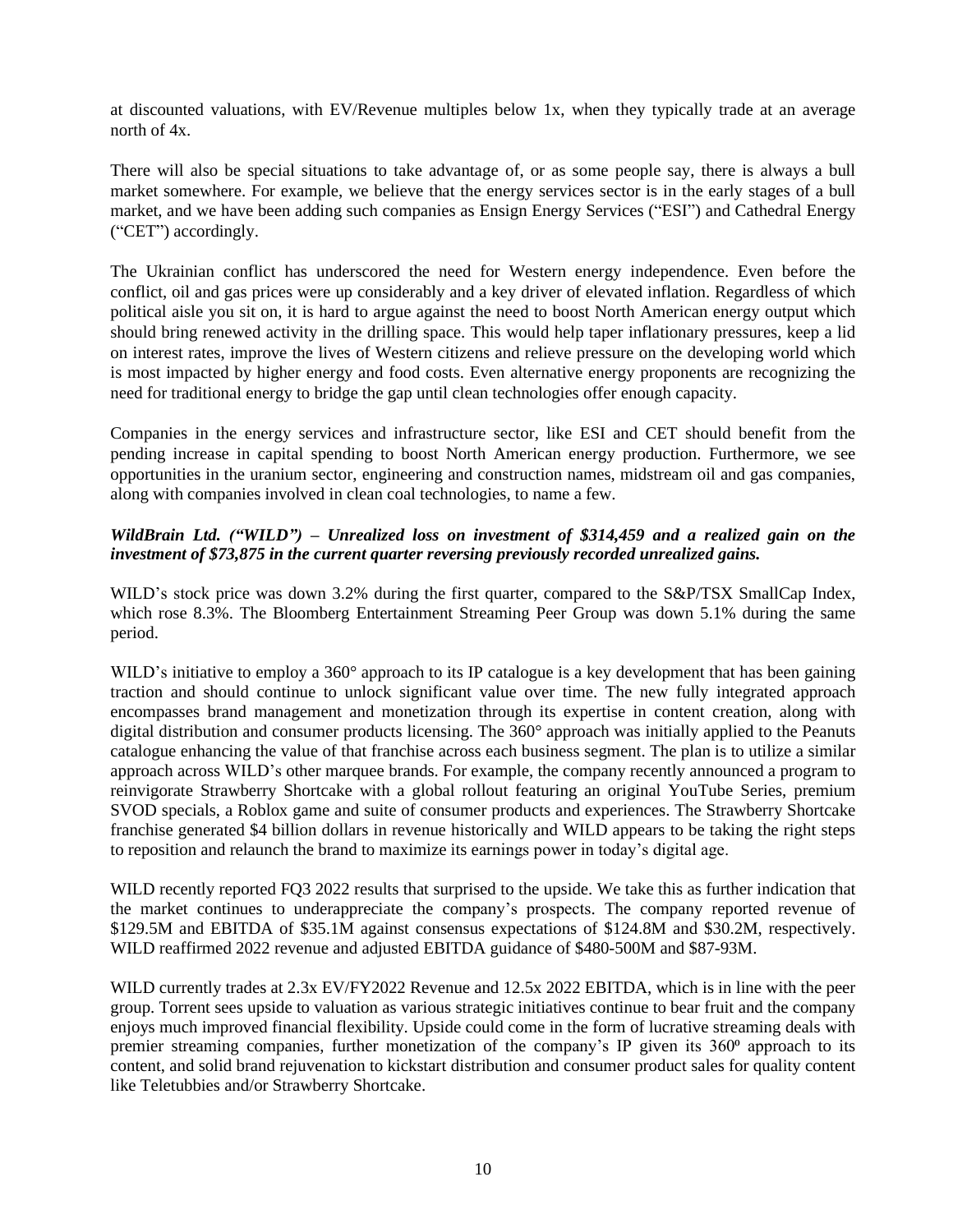at discounted valuations, with EV/Revenue multiples below 1x, when they typically trade at an average north of 4x.

There will also be special situations to take advantage of, or as some people say, there is always a bull market somewhere. For example, we believe that the energy services sector is in the early stages of a bull market, and we have been adding such companies as Ensign Energy Services ("ESI") and Cathedral Energy ("CET") accordingly.

The Ukrainian conflict has underscored the need for Western energy independence. Even before the conflict, oil and gas prices were up considerably and a key driver of elevated inflation. Regardless of which political aisle you sit on, it is hard to argue against the need to boost North American energy output which should bring renewed activity in the drilling space. This would help taper inflationary pressures, keep a lid on interest rates, improve the lives of Western citizens and relieve pressure on the developing world which is most impacted by higher energy and food costs. Even alternative energy proponents are recognizing the need for traditional energy to bridge the gap until clean technologies offer enough capacity.

Companies in the energy services and infrastructure sector, like ESI and CET should benefit from the pending increase in capital spending to boost North American energy production. Furthermore, we see opportunities in the uranium sector, engineering and construction names, midstream oil and gas companies, along with companies involved in clean coal technologies, to name a few.

***WildBrain Ltd. ("WILD") – Unrealized loss on investment of $314,459 and a realized gain on the investment of $73,875 in the current quarter reversing previously recorded unrealized gains.***

WILD's stock price was down 3.2% during the first quarter, compared to the S&P/TSX SmallCap Index, which rose 8.3%. The Bloomberg Entertainment Streaming Peer Group was down 5.1% during the same period.

WILD's initiative to employ a 360° approach to its IP catalogue is a key development that has been gaining traction and should continue to unlock significant value over time. The new fully integrated approach encompasses brand management and monetization through its expertise in content creation, along with digital distribution and consumer products licensing. The 360° approach was initially applied to the Peanuts catalogue enhancing the value of that franchise across each business segment. The plan is to utilize a similar approach across WILD's other marquee brands. For example, the company recently announced a program to reinvigorate Strawberry Shortcake with a global rollout featuring an original YouTube Series, premium SVOD specials, a Roblox game and suite of consumer products and experiences. The Strawberry Shortcake franchise generated $4 billion dollars in revenue historically and WILD appears to be taking the right steps to reposition and relaunch the brand to maximize its earnings power in today's digital age.

WILD recently reported FQ3 2022 results that surprised to the upside. We take this as further indication that the market continues to underappreciate the company's prospects. The company reported revenue of $129.5M and EBITDA of $35.1M against consensus expectations of $124.8M and $30.2M, respectively. WILD reaffirmed 2022 revenue and adjusted EBITDA guidance of $480-500M and $87-93M.

WILD currently trades at 2.3x EV/FY2022 Revenue and 12.5x 2022 EBITDA, which is in line with the peer group. Torrent sees upside to valuation as various strategic initiatives continue to bear fruit and the company enjoys much improved financial flexibility. Upside could come in the form of lucrative streaming deals with premier streaming companies, further monetization of the company's IP given its 360º approach to its content, and solid brand rejuvenation to kickstart distribution and consumer product sales for quality content like Teletubbies and/or Strawberry Shortcake.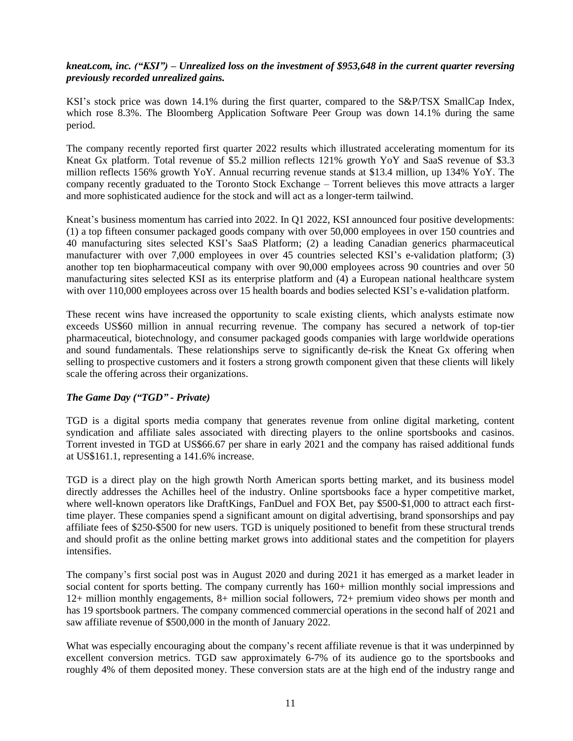***kneat.com, inc. ("KSI") – Unrealized loss on the investment of $953,648 in the current quarter reversing previously recorded unrealized gains.***

KSI's stock price was down 14.1% during the first quarter, compared to the S&P/TSX SmallCap Index, which rose 8.3%. The Bloomberg Application Software Peer Group was down 14.1% during the same period.

The company recently reported first quarter 2022 results which illustrated accelerating momentum for its Kneat Gx platform. Total revenue of $5.2 million reflects 121% growth YoY and SaaS revenue of $3.3 million reflects 156% growth YoY. Annual recurring revenue stands at $13.4 million, up 134% YoY. The company recently graduated to the Toronto Stock Exchange – Torrent believes this move attracts a larger and more sophisticated audience for the stock and will act as a longer-term tailwind.

Kneat's business momentum has carried into 2022. In Q1 2022, KSI announced four positive developments: (1) a top fifteen consumer packaged goods company with over 50,000 employees in over 150 countries and 40 manufacturing sites selected KSI's SaaS Platform; (2) a leading Canadian generics pharmaceutical manufacturer with over 7,000 employees in over 45 countries selected KSI's e-validation platform; (3) another top ten biopharmaceutical company with over 90,000 employees across 90 countries and over 50 manufacturing sites selected KSI as its enterprise platform and (4) a European national healthcare system with over 110,000 employees across over 15 health boards and bodies selected KSI's e-validation platform.

These recent wins have increased the opportunity to scale existing clients, which analysts estimate now exceeds US$60 million in annual recurring revenue. The company has secured a network of top-tier pharmaceutical, biotechnology, and consumer packaged goods companies with large worldwide operations and sound fundamentals. These relationships serve to significantly de-risk the Kneat Gx offering when selling to prospective customers and it fosters a strong growth component given that these clients will likely scale the offering across their organizations.

***The Game Day ("TGD" - Private)***

TGD is a digital sports media company that generates revenue from online digital marketing, content syndication and affiliate sales associated with directing players to the online sportsbooks and casinos. Torrent invested in TGD at US$66.67 per share in early 2021 and the company has raised additional funds at US$161.1, representing a 141.6% increase.

TGD is a direct play on the high growth North American sports betting market, and its business model directly addresses the Achilles heel of the industry. Online sportsbooks face a hyper competitive market, where well-known operators like DraftKings, FanDuel and FOX Bet, pay $500-$1,000 to attract each first-time player. These companies spend a significant amount on digital advertising, brand sponsorships and pay affiliate fees of $250-$500 for new users. TGD is uniquely positioned to benefit from these structural trends and should profit as the online betting market grows into additional states and the competition for players intensifies.

The company's first social post was in August 2020 and during 2021 it has emerged as a market leader in social content for sports betting. The company currently has 160+ million monthly social impressions and 12+ million monthly engagements, 8+ million social followers, 72+ premium video shows per month and has 19 sportsbook partners. The company commenced commercial operations in the second half of 2021 and saw affiliate revenue of $500,000 in the month of January 2022.

What was especially encouraging about the company's recent affiliate revenue is that it was underpinned by excellent conversion metrics. TGD saw approximately 6-7% of its audience go to the sportsbooks and roughly 4% of them deposited money. These conversion stats are at the high end of the industry range and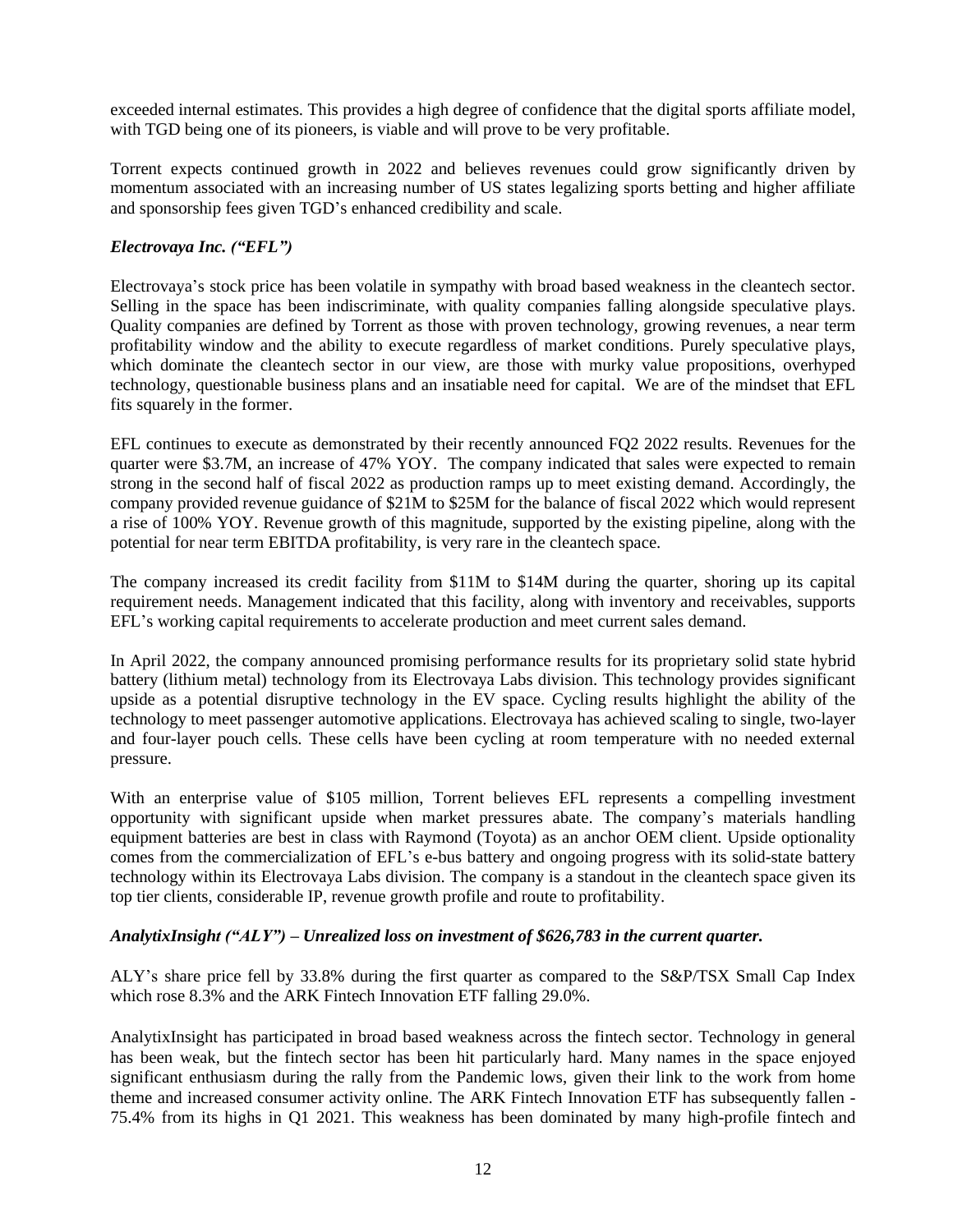exceeded internal estimates. This provides a high degree of confidence that the digital sports affiliate model, with TGD being one of its pioneers, is viable and will prove to be very profitable.

Torrent expects continued growth in 2022 and believes revenues could grow significantly driven by momentum associated with an increasing number of US states legalizing sports betting and higher affiliate and sponsorship fees given TGD's enhanced credibility and scale.

***Electrovaya Inc. ("EFL")***

Electrovaya's stock price has been volatile in sympathy with broad based weakness in the cleantech sector. Selling in the space has been indiscriminate, with quality companies falling alongside speculative plays. Quality companies are defined by Torrent as those with proven technology, growing revenues, a near term profitability window and the ability to execute regardless of market conditions. Purely speculative plays, which dominate the cleantech sector in our view, are those with murky value propositions, overhyped technology, questionable business plans and an insatiable need for capital. We are of the mindset that EFL fits squarely in the former.

EFL continues to execute as demonstrated by their recently announced FQ2 2022 results. Revenues for the quarter were $3.7M, an increase of 47% YOY. The company indicated that sales were expected to remain strong in the second half of fiscal 2022 as production ramps up to meet existing demand. Accordingly, the company provided revenue guidance of $21M to $25M for the balance of fiscal 2022 which would represent a rise of 100% YOY. Revenue growth of this magnitude, supported by the existing pipeline, along with the potential for near term EBITDA profitability, is very rare in the cleantech space.

The company increased its credit facility from $11M to $14M during the quarter, shoring up its capital requirement needs. Management indicated that this facility, along with inventory and receivables, supports EFL's working capital requirements to accelerate production and meet current sales demand.

In April 2022, the company announced promising performance results for its proprietary solid state hybrid battery (lithium metal) technology from its Electrovaya Labs division. This technology provides significant upside as a potential disruptive technology in the EV space. Cycling results highlight the ability of the technology to meet passenger automotive applications. Electrovaya has achieved scaling to single, two-layer and four-layer pouch cells. These cells have been cycling at room temperature with no needed external pressure.

With an enterprise value of $105 million, Torrent believes EFL represents a compelling investment opportunity with significant upside when market pressures abate. The company's materials handling equipment batteries are best in class with Raymond (Toyota) as an anchor OEM client. Upside optionality comes from the commercialization of EFL's e-bus battery and ongoing progress with its solid-state battery technology within its Electrovaya Labs division. The company is a standout in the cleantech space given its top tier clients, considerable IP, revenue growth profile and route to profitability.

***AnalytixInsight ("ALY") – Unrealized loss on investment of $626,783 in the current quarter.***

ALY's share price fell by 33.8% during the first quarter as compared to the S&P/TSX Small Cap Index which rose 8.3% and the ARK Fintech Innovation ETF falling 29.0%.

AnalytixInsight has participated in broad based weakness across the fintech sector. Technology in general has been weak, but the fintech sector has been hit particularly hard. Many names in the space enjoyed significant enthusiasm during the rally from the Pandemic lows, given their link to the work from home theme and increased consumer activity online. The ARK Fintech Innovation ETF has subsequently fallen -75.4% from its highs in Q1 2021. This weakness has been dominated by many high-profile fintech and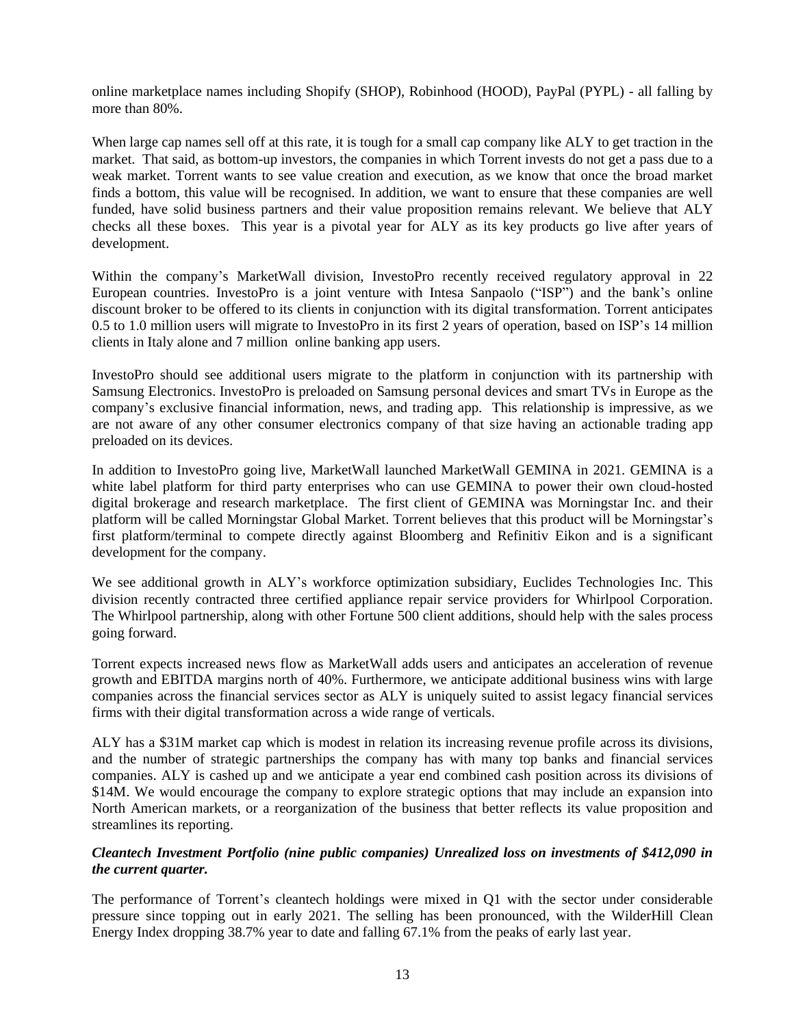online marketplace names including Shopify (SHOP), Robinhood (HOOD), PayPal (PYPL) - all falling by more than 80%.

When large cap names sell off at this rate, it is tough for a small cap company like ALY to get traction in the market. That said, as bottom-up investors, the companies in which Torrent invests do not get a pass due to a weak market. Torrent wants to see value creation and execution, as we know that once the broad market finds a bottom, this value will be recognised. In addition, we want to ensure that these companies are well funded, have solid business partners and their value proposition remains relevant. We believe that ALY checks all these boxes. This year is a pivotal year for ALY as its key products go live after years of development.

Within the company's MarketWall division, InvestoPro recently received regulatory approval in 22 European countries. InvestoPro is a joint venture with Intesa Sanpaolo ("ISP") and the bank's online discount broker to be offered to its clients in conjunction with its digital transformation. Torrent anticipates 0.5 to 1.0 million users will migrate to InvestoPro in its first 2 years of operation, based on ISP's 14 million clients in Italy alone and 7 million online banking app users.

InvestoPro should see additional users migrate to the platform in conjunction with its partnership with Samsung Electronics. InvestoPro is preloaded on Samsung personal devices and smart TVs in Europe as the company's exclusive financial information, news, and trading app. This relationship is impressive, as we are not aware of any other consumer electronics company of that size having an actionable trading app preloaded on its devices.

In addition to InvestoPro going live, MarketWall launched MarketWall GEMINA in 2021. GEMINA is a white label platform for third party enterprises who can use GEMINA to power their own cloud-hosted digital brokerage and research marketplace. The first client of GEMINA was Morningstar Inc. and their platform will be called Morningstar Global Market. Torrent believes that this product will be Morningstar's first platform/terminal to compete directly against Bloomberg and Refinitiv Eikon and is a significant development for the company.

We see additional growth in ALY's workforce optimization subsidiary, Euclides Technologies Inc. This division recently contracted three certified appliance repair service providers for Whirlpool Corporation. The Whirlpool partnership, along with other Fortune 500 client additions, should help with the sales process going forward.

Torrent expects increased news flow as MarketWall adds users and anticipates an acceleration of revenue growth and EBITDA margins north of 40%. Furthermore, we anticipate additional business wins with large companies across the financial services sector as ALY is uniquely suited to assist legacy financial services firms with their digital transformation across a wide range of verticals.

ALY has a $31M market cap which is modest in relation its increasing revenue profile across its divisions, and the number of strategic partnerships the company has with many top banks and financial services companies. ALY is cashed up and we anticipate a year end combined cash position across its divisions of $14M. We would encourage the company to explore strategic options that may include an expansion into North American markets, or a reorganization of the business that better reflects its value proposition and streamlines its reporting.

***Cleantech Investment Portfolio (nine public companies) Unrealized loss on investments of $412,090 in the current quarter.***

The performance of Torrent's cleantech holdings were mixed in Q1 with the sector under considerable pressure since topping out in early 2021. The selling has been pronounced, with the WilderHill Clean Energy Index dropping 38.7% year to date and falling 67.1% from the peaks of early last year.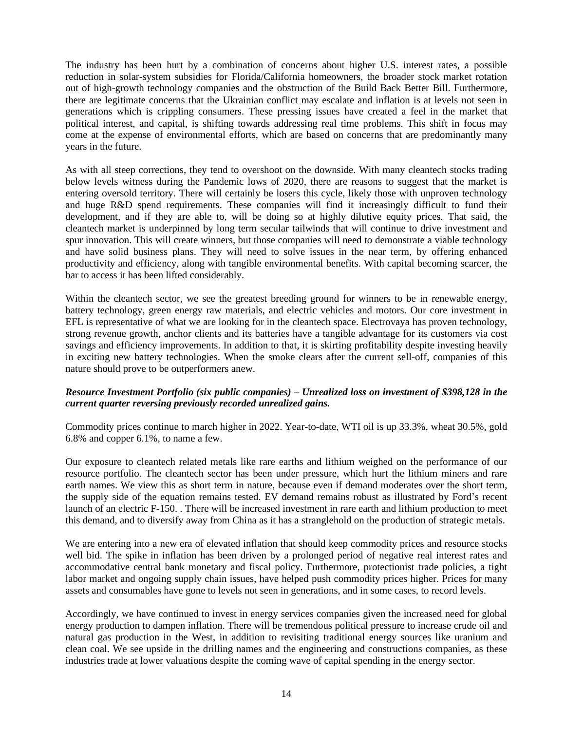The industry has been hurt by a combination of concerns about higher U.S. interest rates, a possible reduction in solar-system subsidies for Florida/California homeowners, the broader stock market rotation out of high-growth technology companies and the obstruction of the Build Back Better Bill. Furthermore, there are legitimate concerns that the Ukrainian conflict may escalate and inflation is at levels not seen in generations which is crippling consumers. These pressing issues have created a feel in the market that political interest, and capital, is shifting towards addressing real time problems. This shift in focus may come at the expense of environmental efforts, which are based on concerns that are predominantly many years in the future.

As with all steep corrections, they tend to overshoot on the downside. With many cleantech stocks trading below levels witness during the Pandemic lows of 2020, there are reasons to suggest that the market is entering oversold territory. There will certainly be losers this cycle, likely those with unproven technology and huge R&D spend requirements. These companies will find it increasingly difficult to fund their development, and if they are able to, will be doing so at highly dilutive equity prices. That said, the cleantech market is underpinned by long term secular tailwinds that will continue to drive investment and spur innovation. This will create winners, but those companies will need to demonstrate a viable technology and have solid business plans. They will need to solve issues in the near term, by offering enhanced productivity and efficiency, along with tangible environmental benefits. With capital becoming scarcer, the bar to access it has been lifted considerably.

Within the cleantech sector, we see the greatest breeding ground for winners to be in renewable energy, battery technology, green energy raw materials, and electric vehicles and motors. Our core investment in EFL is representative of what we are looking for in the cleantech space. Electrovaya has proven technology, strong revenue growth, anchor clients and its batteries have a tangible advantage for its customers via cost savings and efficiency improvements. In addition to that, it is skirting profitability despite investing heavily in exciting new battery technologies. When the smoke clears after the current sell-off, companies of this nature should prove to be outperformers anew.

***Resource Investment Portfolio (six public companies) – Unrealized loss on investment of $398,128 in the current quarter reversing previously recorded unrealized gains.***

Commodity prices continue to march higher in 2022. Year-to-date, WTI oil is up 33.3%, wheat 30.5%, gold 6.8% and copper 6.1%, to name a few.

Our exposure to cleantech related metals like rare earths and lithium weighed on the performance of our resource portfolio. The cleantech sector has been under pressure, which hurt the lithium miners and rare earth names. We view this as short term in nature, because even if demand moderates over the short term, the supply side of the equation remains tested. EV demand remains robust as illustrated by Ford's recent launch of an electric F-150. . There will be increased investment in rare earth and lithium production to meet this demand, and to diversify away from China as it has a stranglehold on the production of strategic metals.

We are entering into a new era of elevated inflation that should keep commodity prices and resource stocks well bid. The spike in inflation has been driven by a prolonged period of negative real interest rates and accommodative central bank monetary and fiscal policy. Furthermore, protectionist trade policies, a tight labor market and ongoing supply chain issues, have helped push commodity prices higher. Prices for many assets and consumables have gone to levels not seen in generations, and in some cases, to record levels.

Accordingly, we have continued to invest in energy services companies given the increased need for global energy production to dampen inflation. There will be tremendous political pressure to increase crude oil and natural gas production in the West, in addition to revisiting traditional energy sources like uranium and clean coal. We see upside in the drilling names and the engineering and constructions companies, as these industries trade at lower valuations despite the coming wave of capital spending in the energy sector.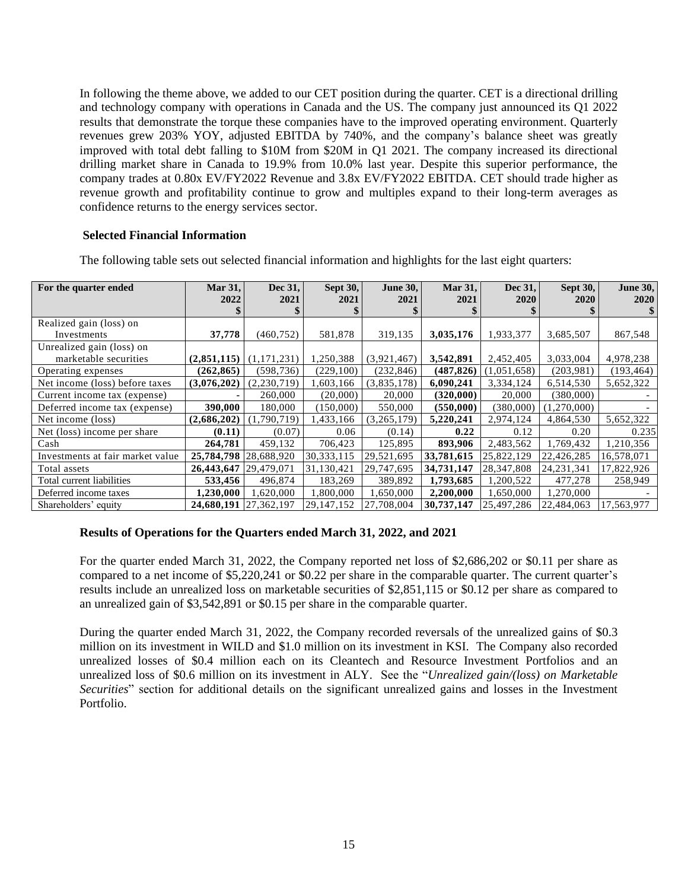In following the theme above, we added to our CET position during the quarter. CET is a directional drilling and technology company with operations in Canada and the US. The company just announced its Q1 2022 results that demonstrate the torque these companies have to the improved operating environment. Quarterly revenues grew 203% YOY, adjusted EBITDA by 740%, and the company's balance sheet was greatly improved with total debt falling to $10M from $20M in Q1 2021. The company increased its directional drilling market share in Canada to 19.9% from 10.0% last year. Despite this superior performance, the company trades at 0.80x EV/FY2022 Revenue and 3.8x EV/FY2022 EBITDA. CET should trade higher as revenue growth and profitability continue to grow and multiples expand to their long-term averages as confidence returns to the energy services sector.

### Selected Financial Information

The following table sets out selected financial information and highlights for the last eight quarters:

| For the quarter ended | Mar 31, 2022 $ | Dec 31, 2021 $ | Sept 30, 2021 $ | June 30, 2021 $ | Mar 31, 2021 $ | Dec 31, 2020 $ | Sept 30, 2020 $ | June 30, 2020 $ |
|---|---|---|---|---|---|---|---|---|
| Realized gain (loss) on Investments | **37,778** | (460,752) | 581,878 | 319,135 | **3,035,176** | 1,933,377 | 3,685,507 | 867,548 |
| Unrealized gain (loss) on marketable securities | **(2,851,115)** | (1,171,231) | 1,250,388 | (3,921,467) | **3,542,891** | 2,452,405 | 3,033,004 | 4,978,238 |
| Operating expenses | **(262,865)** | (598,736) | (229,100) | (232,846) | **(487,826)** | (1,051,658) | (203,981) | (193,464) |
| Net income (loss) before taxes | **(3,076,202)** | (2,230,719) | 1,603,166 | (3,835,178) | **6,090,241** | 3,334,124 | 6,514,530 | 5,652,322 |
| Current income tax (expense) | **-** | 260,000 | (20,000) | 20,000 | **(320,000)** | 20,000 | (380,000) | - |
| Deferred income tax (expense) | **390,000** | 180,000 | (150,000) | 550,000 | **(550,000)** | (380,000) | (1,270,000) | - |
| Net income (loss) | **(2,686,202)** | (1,790,719) | 1,433,166 | (3,265,179) | **5,220,241** | 2,974,124 | 4,864,530 | 5,652,322 |
| Net (loss) income per share | **(0.11)** | (0.07) | 0.06 | (0.14) | **0.22** | 0.12 | 0.20 | 0.235 |
| Cash | **264,781** | 459,132 | 706,423 | 125,895 | **893,906** | 2,483,562 | 1,769,432 | 1,210,356 |
| Investments at fair market value | **25,784,798** | 28,688,920 | 30,333,115 | 29,521,695 | **33,781,615** | 25,822,129 | 22,426,285 | 16,578,071 |
| Total assets | **26,443,647** | 29,479,071 | 31,130,421 | 29,747,695 | **34,731,147** | 28,347,808 | 24,231,341 | 17,822,926 |
| Total current liabilities | **533,456** | 496,874 | 183,269 | 389,892 | **1,793,685** | 1,200,522 | 477,278 | 258,949 |
| Deferred income taxes | **1,230,000** | 1,620,000 | 1,800,000 | 1,650,000 | **2,200,000** | 1,650,000 | 1,270,000 | - |
| Shareholders' equity | **24,680,191** | 27,362,197 | 29,147,152 | 27,708,004 | **30,737,147** | 25,497,286 | 22,484,063 | 17,563,977 |

### Results of Operations for the Quarters ended March 31, 2022, and 2021

For the quarter ended March 31, 2022, the Company reported net loss of $2,686,202 or $0.11 per share as compared to a net income of $5,220,241 or $0.22 per share in the comparable quarter. The current quarter's results include an unrealized loss on marketable securities of $2,851,115 or $0.12 per share as compared to an unrealized gain of $3,542,891 or $0.15 per share in the comparable quarter.

During the quarter ended March 31, 2022, the Company recorded reversals of the unrealized gains of $0.3 million on its investment in WILD and $1.0 million on its investment in KSI. The Company also recorded unrealized losses of $0.4 million each on its Cleantech and Resource Investment Portfolios and an unrealized loss of $0.6 million on its investment in ALY. See the "*Unrealized gain/(loss) on Marketable Securities*" section for additional details on the significant unrealized gains and losses in the Investment Portfolio.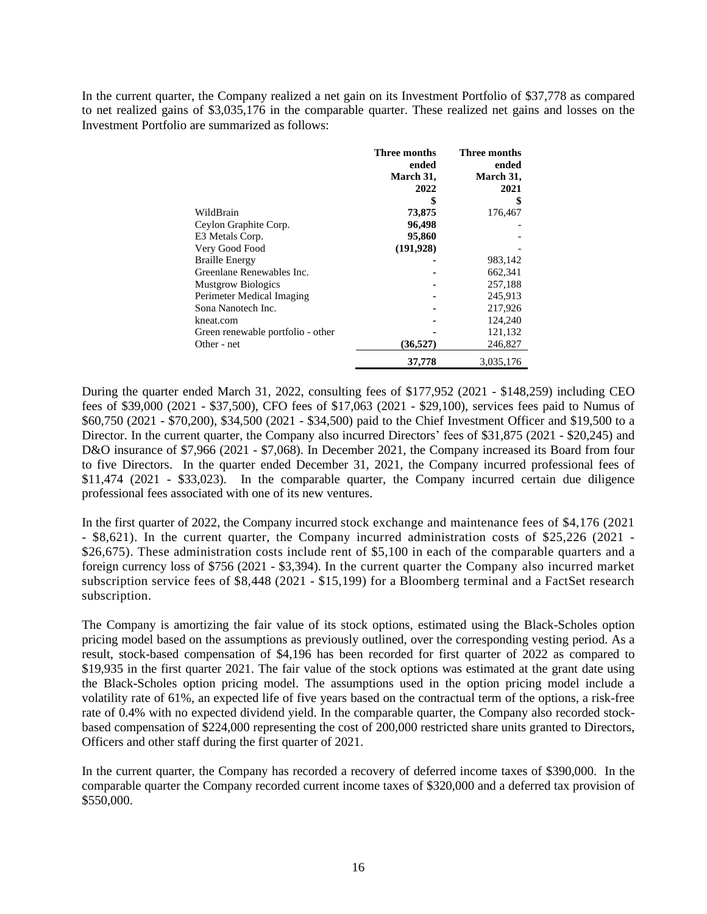In the current quarter, the Company realized a net gain on its Investment Portfolio of $37,778 as compared to net realized gains of $3,035,176 in the comparable quarter. These realized net gains and losses on the Investment Portfolio are summarized as follows:

| | **Three months ended March 31, 2022** | **Three months ended March 31, 2021** |
|---|---|---|
| | **$** | **$** |
| WildBrain | **73,875** | 176,467 |
| Ceylon Graphite Corp. | **96,498** | - |
| E3 Metals Corp. | **95,860** | - |
| Very Good Food | **(191,928)** | - |
| Braille Energy | **-** | 983,142 |
| Greenlane Renewables Inc. | **-** | 662,341 |
| Mustgrow Biologics | **-** | 257,188 |
| Perimeter Medical Imaging | **-** | 245,913 |
| Sona Nanotech Inc. | **-** | 217,926 |
| kneat.com | **-** | 124,240 |
| Green renewable portfolio - other | **-** | 121,132 |
| Other - net | **(36,527)** | 246,827 |
| | **37,778** | 3,035,176 |

During the quarter ended March 31, 2022, consulting fees of $177,952 (2021 - $148,259) including CEO fees of $39,000 (2021 - $37,500), CFO fees of $17,063 (2021 - $29,100), services fees paid to Numus of $60,750 (2021 - $70,200), $34,500 (2021 - $34,500) paid to the Chief Investment Officer and $19,500 to a Director. In the current quarter, the Company also incurred Directors' fees of $31,875 (2021 - $20,245) and D&O insurance of $7,966 (2021 - $7,068). In December 2021, the Company increased its Board from four to five Directors. In the quarter ended December 31, 2021, the Company incurred professional fees of $11,474 (2021 - $33,023). In the comparable quarter, the Company incurred certain due diligence professional fees associated with one of its new ventures.

In the first quarter of 2022, the Company incurred stock exchange and maintenance fees of $4,176 (2021 - $8,621). In the current quarter, the Company incurred administration costs of $25,226 (2021 - $26,675). These administration costs include rent of $5,100 in each of the comparable quarters and a foreign currency loss of $756 (2021 - $3,394). In the current quarter the Company also incurred market subscription service fees of $8,448 (2021 - $15,199) for a Bloomberg terminal and a FactSet research subscription.

The Company is amortizing the fair value of its stock options, estimated using the Black-Scholes option pricing model based on the assumptions as previously outlined, over the corresponding vesting period. As a result, stock-based compensation of $4,196 has been recorded for first quarter of 2022 as compared to $19,935 in the first quarter 2021. The fair value of the stock options was estimated at the grant date using the Black-Scholes option pricing model. The assumptions used in the option pricing model include a volatility rate of 61%, an expected life of five years based on the contractual term of the options, a risk-free rate of 0.4% with no expected dividend yield. In the comparable quarter, the Company also recorded stock-based compensation of $224,000 representing the cost of 200,000 restricted share units granted to Directors, Officers and other staff during the first quarter of 2021.

In the current quarter, the Company has recorded a recovery of deferred income taxes of $390,000. In the comparable quarter the Company recorded current income taxes of $320,000 and a deferred tax provision of $550,000.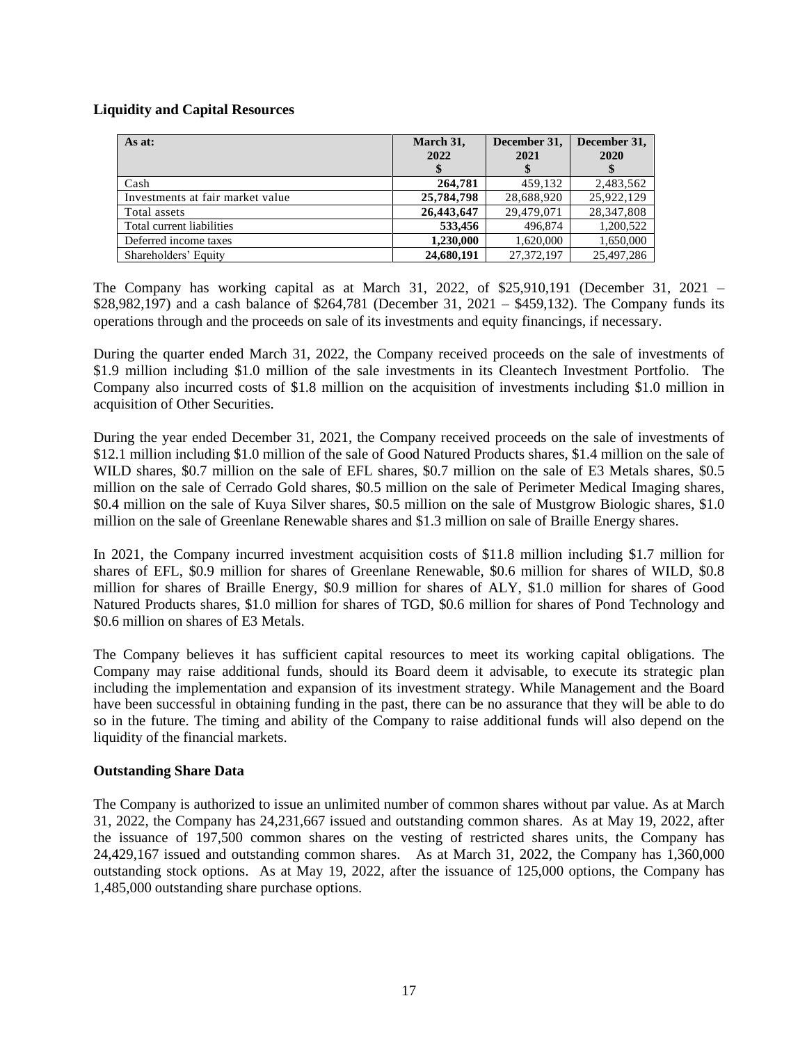**Liquidity and Capital Resources**

| As at: | March 31, 2022 $ | December 31, 2021 $ | December 31, 2020 $ |
|---|---|---|---|
| Cash | **264,781** | 459,132 | 2,483,562 |
| Investments at fair market value | **25,784,798** | 28,688,920 | 25,922,129 |
| Total assets | **26,443,647** | 29,479,071 | 28,347,808 |
| Total current liabilities | **533,456** | 496,874 | 1,200,522 |
| Deferred income taxes | **1,230,000** | 1,620,000 | 1,650,000 |
| Shareholders' Equity | **24,680,191** | 27,372,197 | 25,497,286 |

The Company has working capital as at March 31, 2022, of $25,910,191 (December 31, 2021 – $28,982,197) and a cash balance of $264,781 (December 31, 2021 – $459,132). The Company funds its operations through and the proceeds on sale of its investments and equity financings, if necessary.

During the quarter ended March 31, 2022, the Company received proceeds on the sale of investments of $1.9 million including $1.0 million of the sale investments in its Cleantech Investment Portfolio. The Company also incurred costs of $1.8 million on the acquisition of investments including $1.0 million in acquisition of Other Securities.

During the year ended December 31, 2021, the Company received proceeds on the sale of investments of $12.1 million including $1.0 million of the sale of Good Natured Products shares, $1.4 million on the sale of WILD shares, $0.7 million on the sale of EFL shares, $0.7 million on the sale of E3 Metals shares, $0.5 million on the sale of Cerrado Gold shares, $0.5 million on the sale of Perimeter Medical Imaging shares, $0.4 million on the sale of Kuya Silver shares, $0.5 million on the sale of Mustgrow Biologic shares, $1.0 million on the sale of Greenlane Renewable shares and $1.3 million on sale of Braille Energy shares.

In 2021, the Company incurred investment acquisition costs of $11.8 million including $1.7 million for shares of EFL, $0.9 million for shares of Greenlane Renewable, $0.6 million for shares of WILD, $0.8 million for shares of Braille Energy, $0.9 million for shares of ALY, $1.0 million for shares of Good Natured Products shares, $1.0 million for shares of TGD, $0.6 million for shares of Pond Technology and $0.6 million on shares of E3 Metals.

The Company believes it has sufficient capital resources to meet its working capital obligations. The Company may raise additional funds, should its Board deem it advisable, to execute its strategic plan including the implementation and expansion of its investment strategy. While Management and the Board have been successful in obtaining funding in the past, there can be no assurance that they will be able to do so in the future. The timing and ability of the Company to raise additional funds will also depend on the liquidity of the financial markets.

**Outstanding Share Data**

The Company is authorized to issue an unlimited number of common shares without par value. As at March 31, 2022, the Company has 24,231,667 issued and outstanding common shares. As at May 19, 2022, after the issuance of 197,500 common shares on the vesting of restricted shares units, the Company has 24,429,167 issued and outstanding common shares. As at March 31, 2022, the Company has 1,360,000 outstanding stock options. As at May 19, 2022, after the issuance of 125,000 options, the Company has 1,485,000 outstanding share purchase options.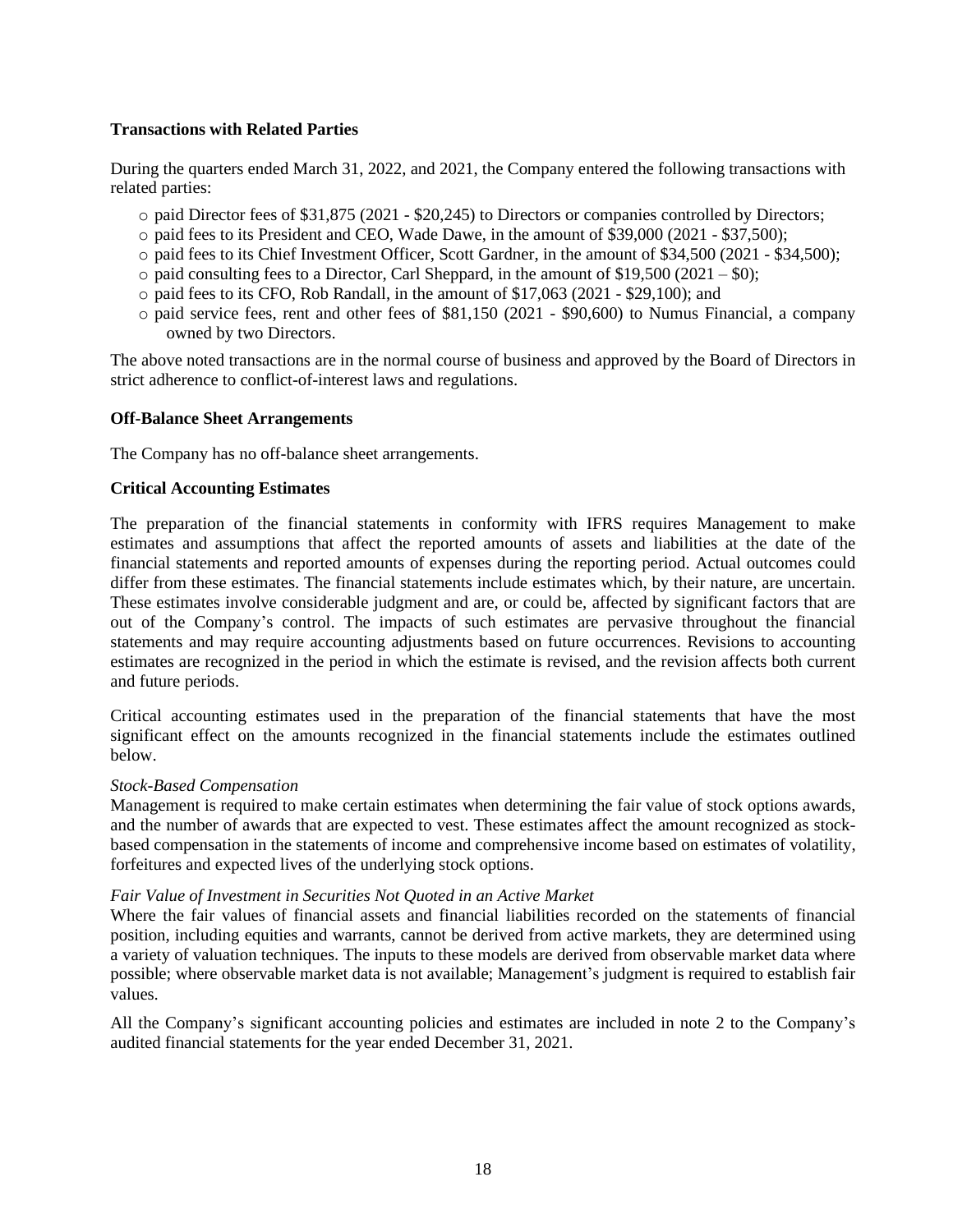**Transactions with Related Parties**

During the quarters ended March 31, 2022, and 2021, the Company entered the following transactions with related parties:

- paid Director fees of $31,875 (2021 - $20,245) to Directors or companies controlled by Directors;
- paid fees to its President and CEO, Wade Dawe, in the amount of $39,000 (2021 - $37,500);
- paid fees to its Chief Investment Officer, Scott Gardner, in the amount of $34,500 (2021 - $34,500);
- paid consulting fees to a Director, Carl Sheppard, in the amount of $19,500 (2021 – $0);
- paid fees to its CFO, Rob Randall, in the amount of $17,063 (2021 - $29,100); and
- paid service fees, rent and other fees of $81,150 (2021 - $90,600) to Numus Financial, a company owned by two Directors.

The above noted transactions are in the normal course of business and approved by the Board of Directors in strict adherence to conflict-of-interest laws and regulations.

**Off-Balance Sheet Arrangements**

The Company has no off-balance sheet arrangements.

**Critical Accounting Estimates**

The preparation of the financial statements in conformity with IFRS requires Management to make estimates and assumptions that affect the reported amounts of assets and liabilities at the date of the financial statements and reported amounts of expenses during the reporting period. Actual outcomes could differ from these estimates. The financial statements include estimates which, by their nature, are uncertain. These estimates involve considerable judgment and are, or could be, affected by significant factors that are out of the Company's control. The impacts of such estimates are pervasive throughout the financial statements and may require accounting adjustments based on future occurrences. Revisions to accounting estimates are recognized in the period in which the estimate is revised, and the revision affects both current and future periods.

Critical accounting estimates used in the preparation of the financial statements that have the most significant effect on the amounts recognized in the financial statements include the estimates outlined below.

*Stock-Based Compensation*

Management is required to make certain estimates when determining the fair value of stock options awards, and the number of awards that are expected to vest. These estimates affect the amount recognized as stock-based compensation in the statements of income and comprehensive income based on estimates of volatility, forfeitures and expected lives of the underlying stock options.

*Fair Value of Investment in Securities Not Quoted in an Active Market*

Where the fair values of financial assets and financial liabilities recorded on the statements of financial position, including equities and warrants, cannot be derived from active markets, they are determined using a variety of valuation techniques. The inputs to these models are derived from observable market data where possible; where observable market data is not available; Management's judgment is required to establish fair values.

All the Company's significant accounting policies and estimates are included in note 2 to the Company's audited financial statements for the year ended December 31, 2021.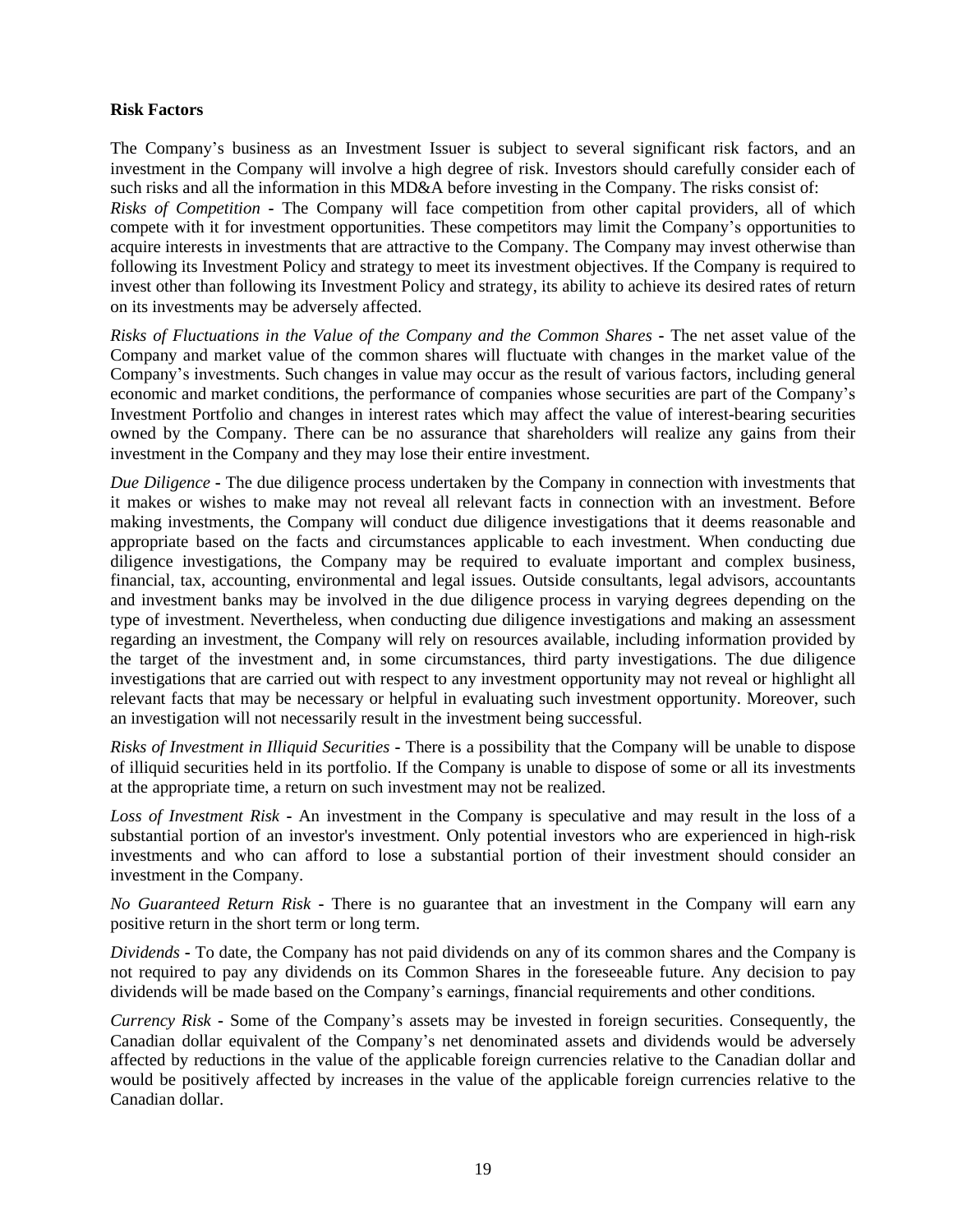**Risk Factors**

The Company's business as an Investment Issuer is subject to several significant risk factors, and an investment in the Company will involve a high degree of risk. Investors should carefully consider each of such risks and all the information in this MD&A before investing in the Company. The risks consist of:

*Risks of Competition* - The Company will face competition from other capital providers, all of which compete with it for investment opportunities. These competitors may limit the Company's opportunities to acquire interests in investments that are attractive to the Company. The Company may invest otherwise than following its Investment Policy and strategy to meet its investment objectives. If the Company is required to invest other than following its Investment Policy and strategy, its ability to achieve its desired rates of return on its investments may be adversely affected.

*Risks of Fluctuations in the Value of the Company and the Common Shares* - The net asset value of the Company and market value of the common shares will fluctuate with changes in the market value of the Company's investments. Such changes in value may occur as the result of various factors, including general economic and market conditions, the performance of companies whose securities are part of the Company's Investment Portfolio and changes in interest rates which may affect the value of interest-bearing securities owned by the Company. There can be no assurance that shareholders will realize any gains from their investment in the Company and they may lose their entire investment.

*Due Diligence* - The due diligence process undertaken by the Company in connection with investments that it makes or wishes to make may not reveal all relevant facts in connection with an investment. Before making investments, the Company will conduct due diligence investigations that it deems reasonable and appropriate based on the facts and circumstances applicable to each investment. When conducting due diligence investigations, the Company may be required to evaluate important and complex business, financial, tax, accounting, environmental and legal issues. Outside consultants, legal advisors, accountants and investment banks may be involved in the due diligence process in varying degrees depending on the type of investment. Nevertheless, when conducting due diligence investigations and making an assessment regarding an investment, the Company will rely on resources available, including information provided by the target of the investment and, in some circumstances, third party investigations. The due diligence investigations that are carried out with respect to any investment opportunity may not reveal or highlight all relevant facts that may be necessary or helpful in evaluating such investment opportunity. Moreover, such an investigation will not necessarily result in the investment being successful.

*Risks of Investment in Illiquid Securities* - There is a possibility that the Company will be unable to dispose of illiquid securities held in its portfolio. If the Company is unable to dispose of some or all its investments at the appropriate time, a return on such investment may not be realized.

*Loss of Investment Risk* - An investment in the Company is speculative and may result in the loss of a substantial portion of an investor's investment. Only potential investors who are experienced in high-risk investments and who can afford to lose a substantial portion of their investment should consider an investment in the Company.

*No Guaranteed Return Risk* - There is no guarantee that an investment in the Company will earn any positive return in the short term or long term.

*Dividends* - To date, the Company has not paid dividends on any of its common shares and the Company is not required to pay any dividends on its Common Shares in the foreseeable future. Any decision to pay dividends will be made based on the Company's earnings, financial requirements and other conditions.

*Currency Risk* - Some of the Company's assets may be invested in foreign securities. Consequently, the Canadian dollar equivalent of the Company's net denominated assets and dividends would be adversely affected by reductions in the value of the applicable foreign currencies relative to the Canadian dollar and would be positively affected by increases in the value of the applicable foreign currencies relative to the Canadian dollar.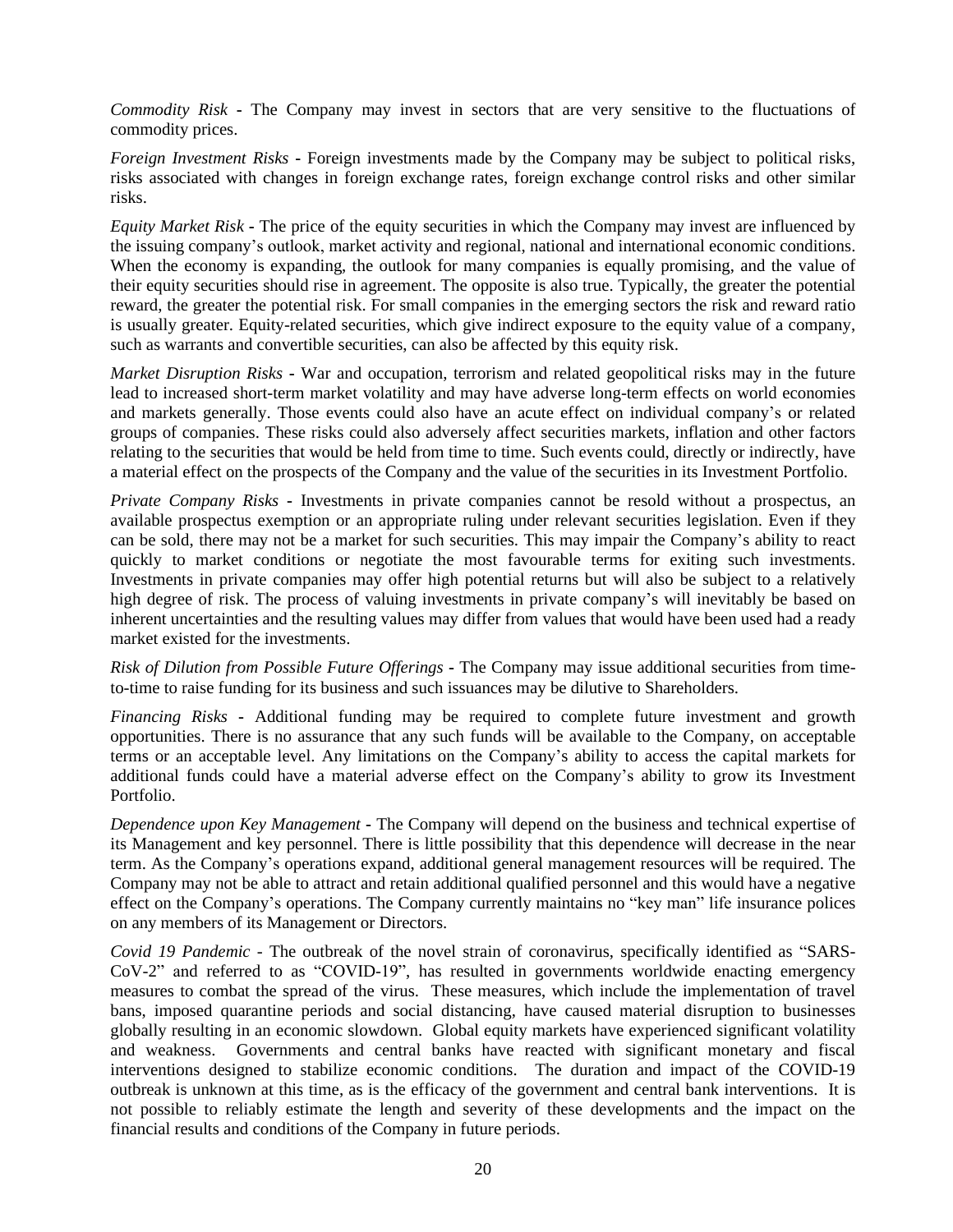*Commodity Risk* - The Company may invest in sectors that are very sensitive to the fluctuations of commodity prices.

*Foreign Investment Risks* - Foreign investments made by the Company may be subject to political risks, risks associated with changes in foreign exchange rates, foreign exchange control risks and other similar risks.

*Equity Market Risk* - The price of the equity securities in which the Company may invest are influenced by the issuing company's outlook, market activity and regional, national and international economic conditions. When the economy is expanding, the outlook for many companies is equally promising, and the value of their equity securities should rise in agreement. The opposite is also true. Typically, the greater the potential reward, the greater the potential risk. For small companies in the emerging sectors the risk and reward ratio is usually greater. Equity-related securities, which give indirect exposure to the equity value of a company, such as warrants and convertible securities, can also be affected by this equity risk.

*Market Disruption Risks* - War and occupation, terrorism and related geopolitical risks may in the future lead to increased short-term market volatility and may have adverse long-term effects on world economies and markets generally. Those events could also have an acute effect on individual company's or related groups of companies. These risks could also adversely affect securities markets, inflation and other factors relating to the securities that would be held from time to time. Such events could, directly or indirectly, have a material effect on the prospects of the Company and the value of the securities in its Investment Portfolio.

*Private Company Risks* - Investments in private companies cannot be resold without a prospectus, an available prospectus exemption or an appropriate ruling under relevant securities legislation. Even if they can be sold, there may not be a market for such securities. This may impair the Company's ability to react quickly to market conditions or negotiate the most favourable terms for exiting such investments. Investments in private companies may offer high potential returns but will also be subject to a relatively high degree of risk. The process of valuing investments in private company's will inevitably be based on inherent uncertainties and the resulting values may differ from values that would have been used had a ready market existed for the investments.

*Risk of Dilution from Possible Future Offerings* - The Company may issue additional securities from time-to-time to raise funding for its business and such issuances may be dilutive to Shareholders.

*Financing Risks* - Additional funding may be required to complete future investment and growth opportunities. There is no assurance that any such funds will be available to the Company, on acceptable terms or an acceptable level. Any limitations on the Company's ability to access the capital markets for additional funds could have a material adverse effect on the Company's ability to grow its Investment Portfolio.

*Dependence upon Key Management* - The Company will depend on the business and technical expertise of its Management and key personnel. There is little possibility that this dependence will decrease in the near term. As the Company's operations expand, additional general management resources will be required. The Company may not be able to attract and retain additional qualified personnel and this would have a negative effect on the Company's operations. The Company currently maintains no "key man" life insurance polices on any members of its Management or Directors.

*Covid 19 Pandemic* - The outbreak of the novel strain of coronavirus, specifically identified as "SARS-CoV-2" and referred to as "COVID-19", has resulted in governments worldwide enacting emergency measures to combat the spread of the virus. These measures, which include the implementation of travel bans, imposed quarantine periods and social distancing, have caused material disruption to businesses globally resulting in an economic slowdown. Global equity markets have experienced significant volatility and weakness. Governments and central banks have reacted with significant monetary and fiscal interventions designed to stabilize economic conditions. The duration and impact of the COVID-19 outbreak is unknown at this time, as is the efficacy of the government and central bank interventions. It is not possible to reliably estimate the length and severity of these developments and the impact on the financial results and conditions of the Company in future periods.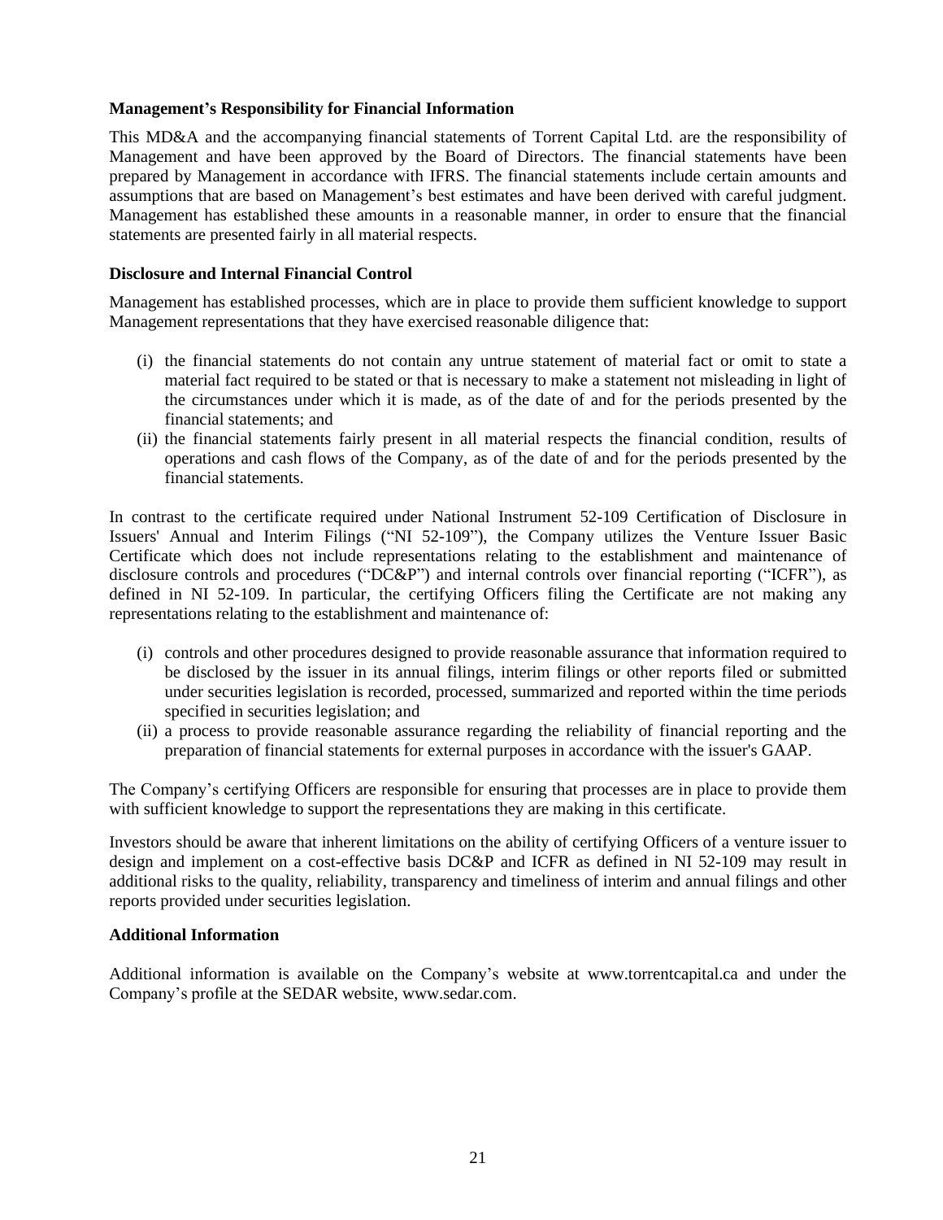**Management's Responsibility for Financial Information**

This MD&A and the accompanying financial statements of Torrent Capital Ltd. are the responsibility of Management and have been approved by the Board of Directors. The financial statements have been prepared by Management in accordance with IFRS. The financial statements include certain amounts and assumptions that are based on Management's best estimates and have been derived with careful judgment. Management has established these amounts in a reasonable manner, in order to ensure that the financial statements are presented fairly in all material respects.

**Disclosure and Internal Financial Control**

Management has established processes, which are in place to provide them sufficient knowledge to support Management representations that they have exercised reasonable diligence that:

(i) the financial statements do not contain any untrue statement of material fact or omit to state a material fact required to be stated or that is necessary to make a statement not misleading in light of the circumstances under which it is made, as of the date of and for the periods presented by the financial statements; and
(ii) the financial statements fairly present in all material respects the financial condition, results of operations and cash flows of the Company, as of the date of and for the periods presented by the financial statements.

In contrast to the certificate required under National Instrument 52-109 Certification of Disclosure in Issuers' Annual and Interim Filings ("NI 52-109"), the Company utilizes the Venture Issuer Basic Certificate which does not include representations relating to the establishment and maintenance of disclosure controls and procedures ("DC&P") and internal controls over financial reporting ("ICFR"), as defined in NI 52-109. In particular, the certifying Officers filing the Certificate are not making any representations relating to the establishment and maintenance of:

(i) controls and other procedures designed to provide reasonable assurance that information required to be disclosed by the issuer in its annual filings, interim filings or other reports filed or submitted under securities legislation is recorded, processed, summarized and reported within the time periods specified in securities legislation; and
(ii) a process to provide reasonable assurance regarding the reliability of financial reporting and the preparation of financial statements for external purposes in accordance with the issuer's GAAP.

The Company's certifying Officers are responsible for ensuring that processes are in place to provide them with sufficient knowledge to support the representations they are making in this certificate.

Investors should be aware that inherent limitations on the ability of certifying Officers of a venture issuer to design and implement on a cost-effective basis DC&P and ICFR as defined in NI 52-109 may result in additional risks to the quality, reliability, transparency and timeliness of interim and annual filings and other reports provided under securities legislation.

**Additional Information**

Additional information is available on the Company's website at www.torrentcapital.ca and under the Company's profile at the SEDAR website, www.sedar.com.